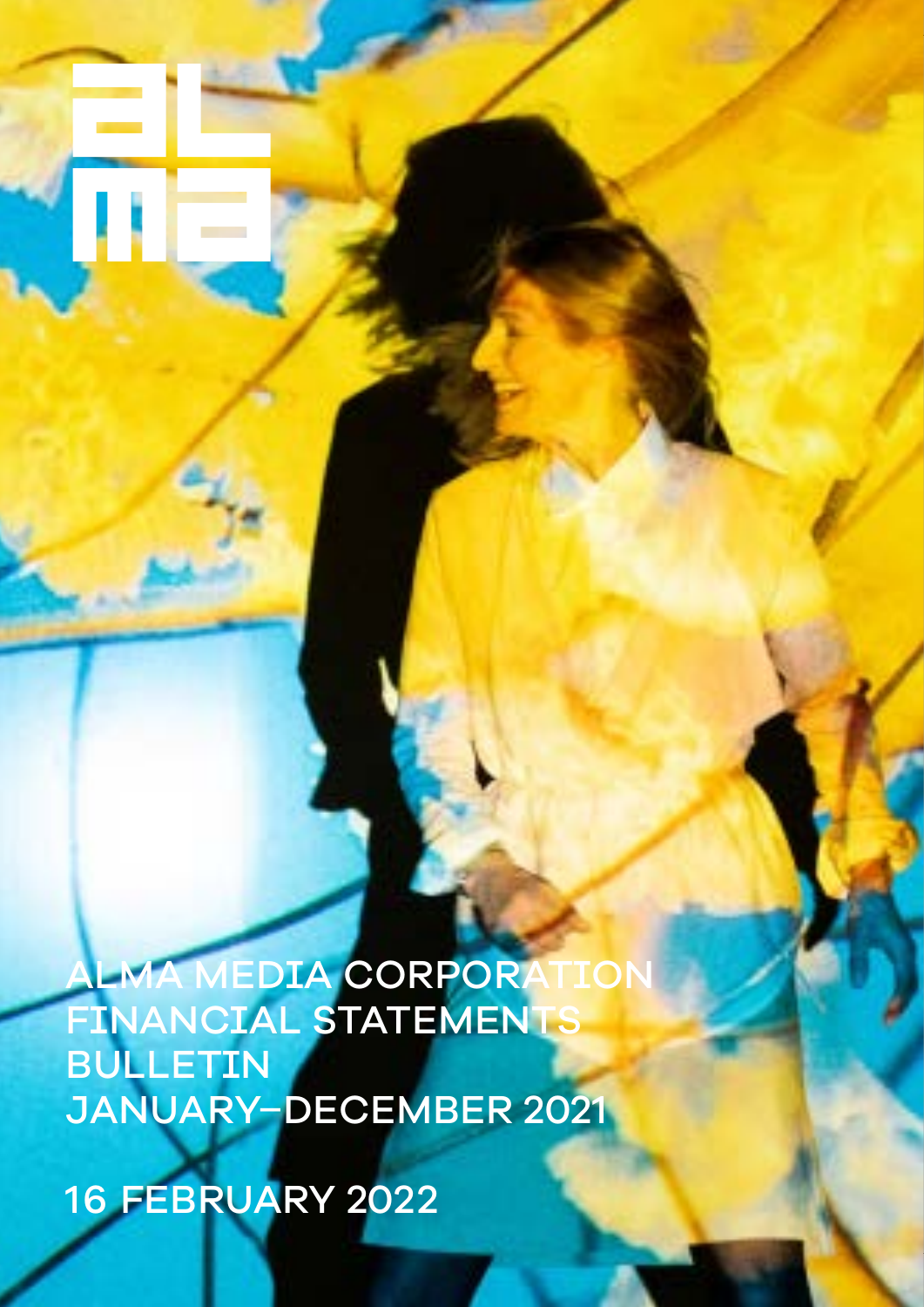# ALMA MEDIA CORPORATION FINANCIAL STATEMENTS BULLETIN JANUARY–DECEMBER 2021

16 FEBRUARY 2022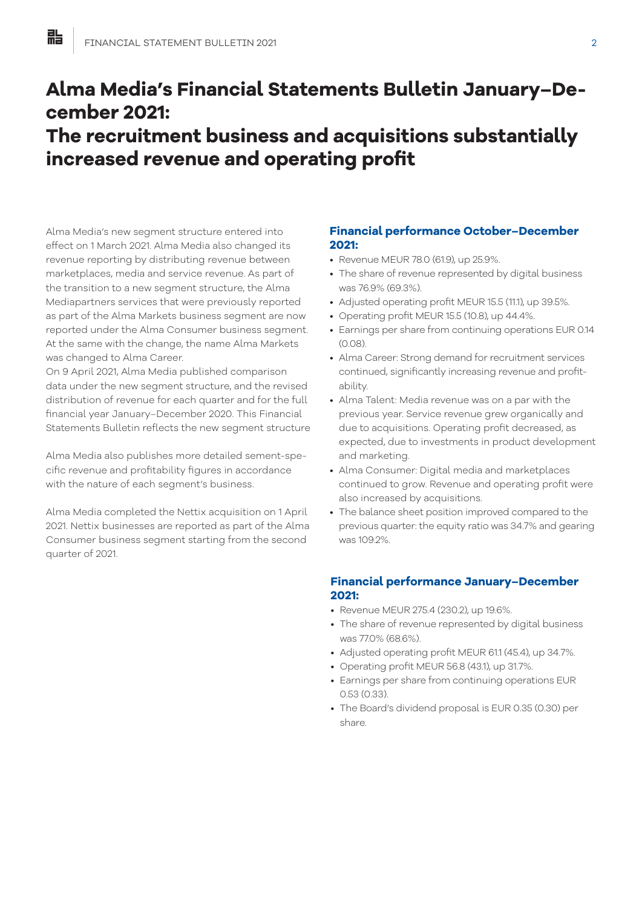# Alma Media's Financial Statements Bulletin January–December 2021:
# The recruitment business and acquisitions substantially increased revenue and operating profit

Alma Media's new segment structure entered into effect on 1 March 2021. Alma Media also changed its revenue reporting by distributing revenue between marketplaces, media and service revenue. As part of the transition to a new segment structure, the Alma Mediapartners services that were previously reported as part of the Alma Markets business segment are now reported under the Alma Consumer business segment. At the same with the change, the name Alma Markets was changed to Alma Career.
On 9 April 2021, Alma Media published comparison data under the new segment structure, and the revised distribution of revenue for each quarter and for the full financial year January–December 2020. This Financial Statements Bulletin reflects the new segment structure

Alma Media also publishes more detailed sement-specific revenue and profitability figures in accordance with the nature of each segment's business.

Alma Media completed the Nettix acquisition on 1 April 2021. Nettix businesses are reported as part of the Alma Consumer business segment starting from the second quarter of 2021.

### Financial performance October–December 2021:

- Revenue MEUR 78.0 (61.9), up 25.9%.
- The share of revenue represented by digital business was 76.9% (69.3%).
- Adjusted operating profit MEUR 15.5 (11.1), up 39.5%.
- Operating profit MEUR 15.5 (10.8), up 44.4%.
- Earnings per share from continuing operations EUR 0.14 (0.08).
- Alma Career: Strong demand for recruitment services continued, significantly increasing revenue and profitability.
- Alma Talent: Media revenue was on a par with the previous year. Service revenue grew organically and due to acquisitions. Operating profit decreased, as expected, due to investments in product development and marketing.
- Alma Consumer: Digital media and marketplaces continued to grow. Revenue and operating profit were also increased by acquisitions.
- The balance sheet position improved compared to the previous quarter: the equity ratio was 34.7% and gearing was 109.2%.

### Financial performance January–December 2021:

- Revenue MEUR 275.4 (230.2), up 19.6%.
- The share of revenue represented by digital business was 77.0% (68.6%).
- Adjusted operating profit MEUR 61.1 (45.4), up 34.7%.
- Operating profit MEUR 56.8 (43.1), up 31.7%.
- Earnings per share from continuing operations EUR 0.53 (0.33).
- The Board's dividend proposal is EUR 0.35 (0.30) per share.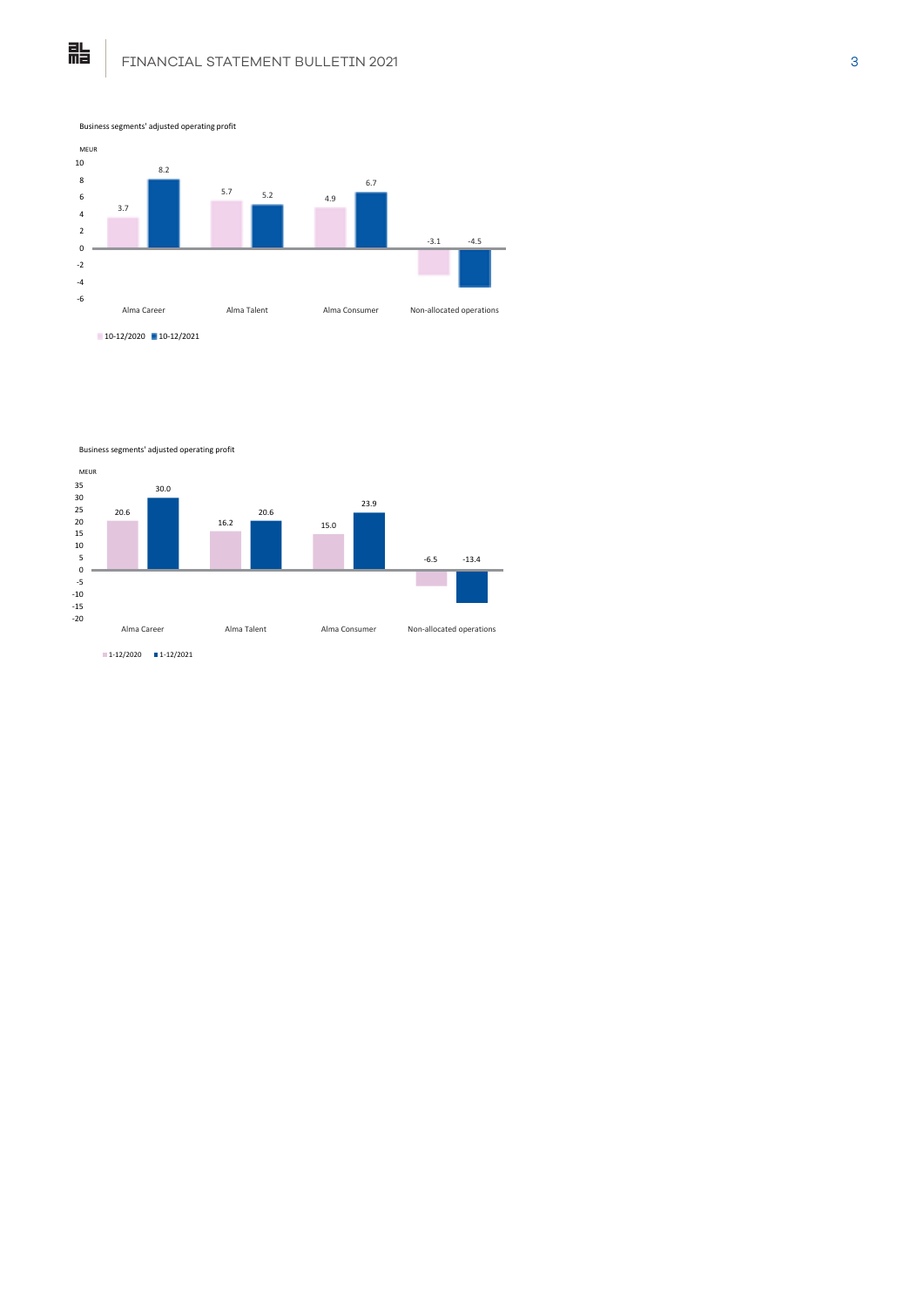Business segments' adjusted operating profit

MEUR

10
8
6
4
2
0
-2
-4
-6

8.2
3.7
5.7
5.2
4.9
6.7
-3.1
-4.5

Alma Career
Alma Talent
Alma Consumer
Non-allocated operations

10-12/2020 10-12/2021

Business segments' adjusted operating profit

MEUR

35
30
25
20
15
10
5
0
-5
-10
-15
-20

30.0
20.6
16.2
20.6
15.0
23.9
-6.5
-13.4

Alma Career
Alma Talent
Alma Consumer
Non-allocated operations

1-12/2020 1-12/2021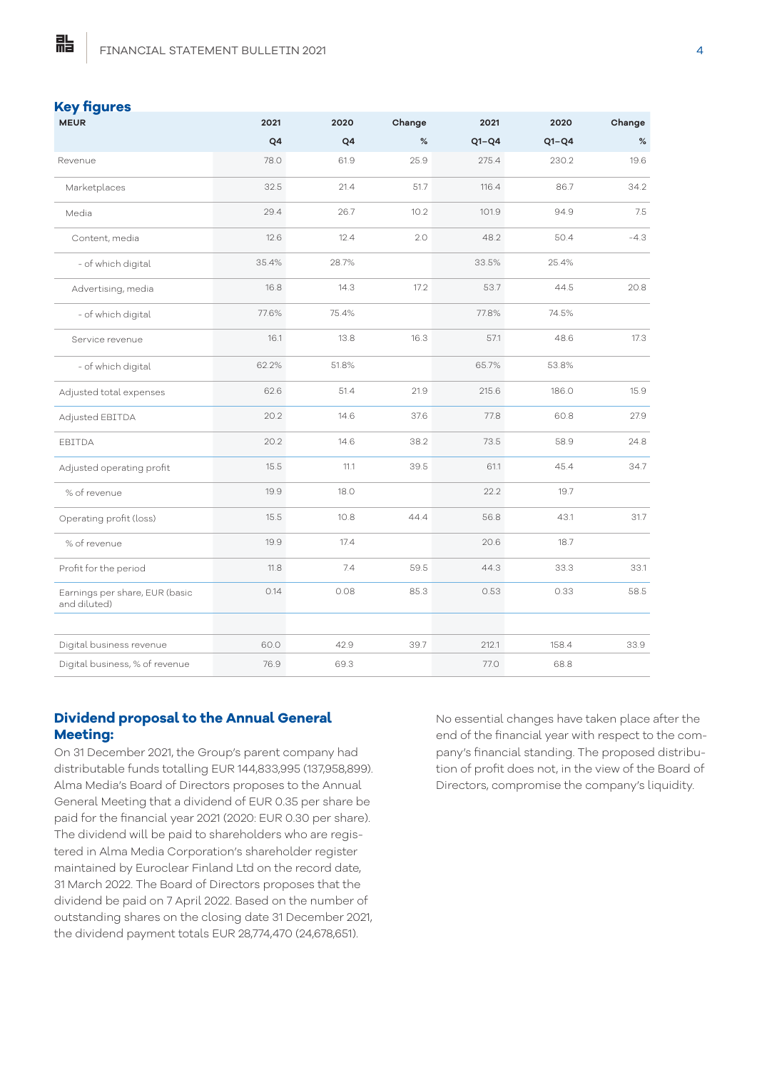## Key figures

| MEUR | 2021 Q4 | 2020 Q4 | Change % | 2021 Q1–Q4 | 2020 Q1–Q4 | Change % |
|---|---|---|---|---|---|---|
| Revenue | 78.0 | 61.9 | 25.9 | 275.4 | 230.2 | 19.6 |
| Marketplaces | 32.5 | 21.4 | 51.7 | 116.4 | 86.7 | 34.2 |
| Media | 29.4 | 26.7 | 10.2 | 101.9 | 94.9 | 7.5 |
| Content, media | 12.6 | 12.4 | 2.0 | 48.2 | 50.4 | -4.3 |
| - of which digital | 35.4% | 28.7% | | 33.5% | 25.4% | |
| Advertising, media | 16.8 | 14.3 | 17.2 | 53.7 | 44.5 | 20.8 |
| - of which digital | 77.6% | 75.4% | | 77.8% | 74.5% | |
| Service revenue | 16.1 | 13.8 | 16.3 | 57.1 | 48.6 | 17.3 |
| - of which digital | 62.2% | 51.8% | | 65.7% | 53.8% | |
| Adjusted total expenses | 62.6 | 51.4 | 21.9 | 215.6 | 186.0 | 15.9 |
| Adjusted EBITDA | 20.2 | 14.6 | 37.6 | 77.8 | 60.8 | 27.9 |
| EBITDA | 20.2 | 14.6 | 38.2 | 73.5 | 58.9 | 24.8 |
| Adjusted operating profit | 15.5 | 11.1 | 39.5 | 61.1 | 45.4 | 34.7 |
| % of revenue | 19.9 | 18.0 | | 22.2 | 19.7 | |
| Operating profit (loss) | 15.5 | 10.8 | 44.4 | 56.8 | 43.1 | 31.7 |
| % of revenue | 19.9 | 17.4 | | 20.6 | 18.7 | |
| Profit for the period | 11.8 | 7.4 | 59.5 | 44.3 | 33.3 | 33.1 |
| Earnings per share, EUR (basic and diluted) | 0.14 | 0.08 | 85.3 | 0.53 | 0.33 | 58.5 |
| | | | | | | |
| Digital business revenue | 60.0 | 42.9 | 39.7 | 212.1 | 158.4 | 33.9 |
| Digital business, % of revenue | 76.9 | 69.3 | | 77.0 | 68.8 | |

## Dividend proposal to the Annual General Meeting:

On 31 December 2021, the Group's parent company had distributable funds totalling EUR 144,833,995 (137,958,899). Alma Media's Board of Directors proposes to the Annual General Meeting that a dividend of EUR 0.35 per share be paid for the financial year 2021 (2020: EUR 0.30 per share). The dividend will be paid to shareholders who are registered in Alma Media Corporation's shareholder register maintained by Euroclear Finland Ltd on the record date, 31 March 2022. The Board of Directors proposes that the dividend be paid on 7 April 2022. Based on the number of outstanding shares on the closing date 31 December 2021, the dividend payment totals EUR 28,774,470 (24,678,651).

No essential changes have taken place after the end of the financial year with respect to the company's financial standing. The proposed distribution of profit does not, in the view of the Board of Directors, compromise the company's liquidity.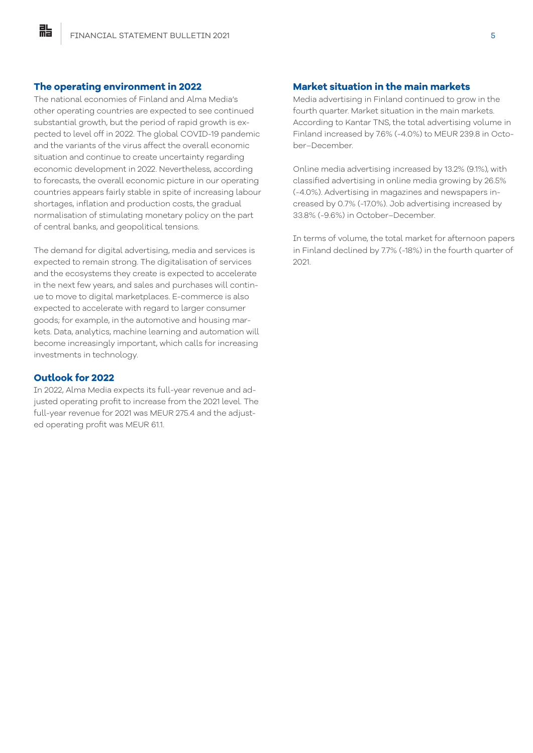## The operating environment in 2022

The national economies of Finland and Alma Media's other operating countries are expected to see continued substantial growth, but the period of rapid growth is expected to level off in 2022. The global COVID-19 pandemic and the variants of the virus affect the overall economic situation and continue to create uncertainty regarding economic development in 2022. Nevertheless, according to forecasts, the overall economic picture in our operating countries appears fairly stable in spite of increasing labour shortages, inflation and production costs, the gradual normalisation of stimulating monetary policy on the part of central banks, and geopolitical tensions.

The demand for digital advertising, media and services is expected to remain strong. The digitalisation of services and the ecosystems they create is expected to accelerate in the next few years, and sales and purchases will continue to move to digital marketplaces. E-commerce is also expected to accelerate with regard to larger consumer goods; for example, in the automotive and housing markets. Data, analytics, machine learning and automation will become increasingly important, which calls for increasing investments in technology.

## Outlook for 2022

In 2022, Alma Media expects its full-year revenue and adjusted operating profit to increase from the 2021 level. The full-year revenue for 2021 was MEUR 275.4 and the adjusted operating profit was MEUR 61.1.

## Market situation in the main markets

Media advertising in Finland continued to grow in the fourth quarter. Market situation in the main markets. According to Kantar TNS, the total advertising volume in Finland increased by 7.6% (-4.0%) to MEUR 239.8 in October–December.

Online media advertising increased by 13.2% (9.1%), with classified advertising in online media growing by 26.5% (-4.0%). Advertising in magazines and newspapers increased by 0.7% (-17.0%). Job advertising increased by 33.8% (-9.6%) in October–December.

In terms of volume, the total market for afternoon papers in Finland declined by 7.7% (-18%) in the fourth quarter of 2021.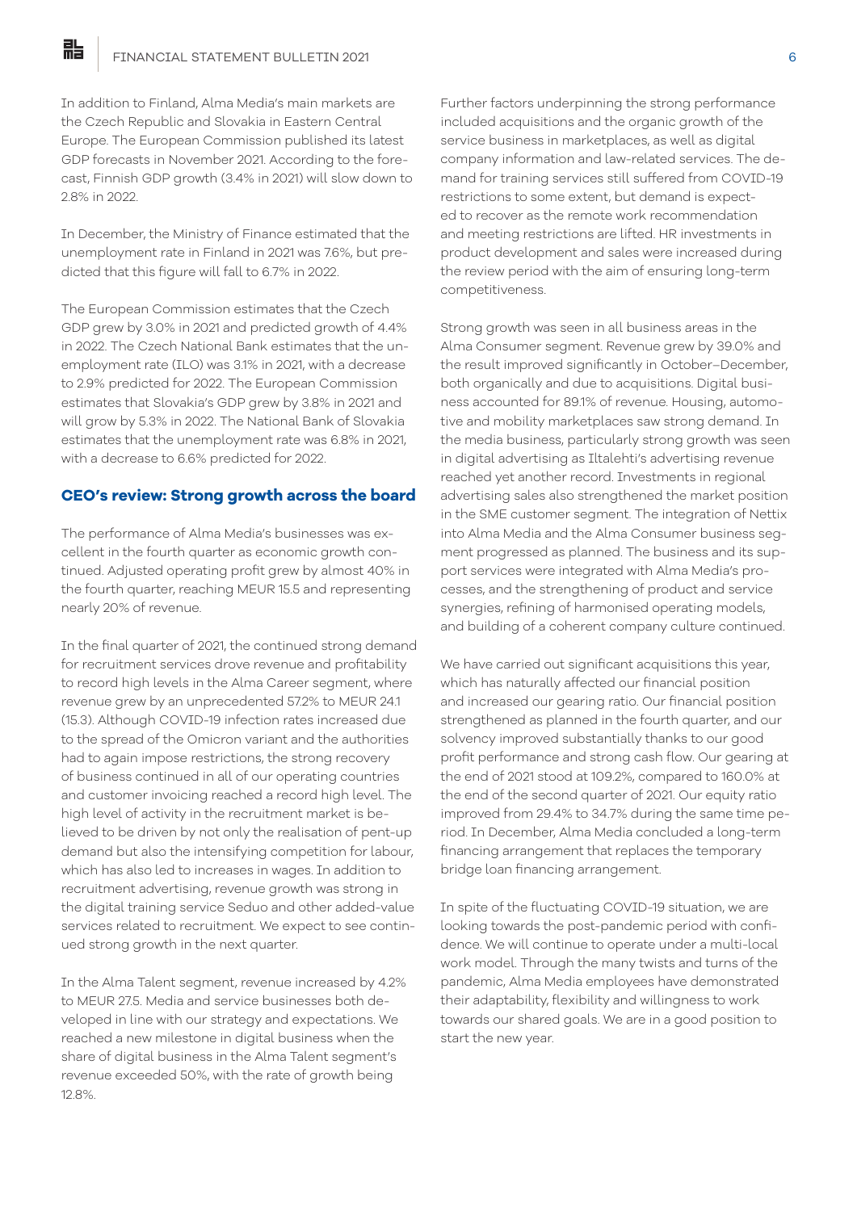In addition to Finland, Alma Media's main markets are the Czech Republic and Slovakia in Eastern Central Europe. The European Commission published its latest GDP forecasts in November 2021. According to the forecast, Finnish GDP growth (3.4% in 2021) will slow down to 2.8% in 2022.

In December, the Ministry of Finance estimated that the unemployment rate in Finland in 2021 was 7.6%, but predicted that this figure will fall to 6.7% in 2022.

The European Commission estimates that the Czech GDP grew by 3.0% in 2021 and predicted growth of 4.4% in 2022. The Czech National Bank estimates that the unemployment rate (ILO) was 3.1% in 2021, with a decrease to 2.9% predicted for 2022. The European Commission estimates that Slovakia's GDP grew by 3.8% in 2021 and will grow by 5.3% in 2022. The National Bank of Slovakia estimates that the unemployment rate was 6.8% in 2021, with a decrease to 6.6% predicted for 2022.

## CEO's review: Strong growth across the board

The performance of Alma Media's businesses was excellent in the fourth quarter as economic growth continued. Adjusted operating profit grew by almost 40% in the fourth quarter, reaching MEUR 15.5 and representing nearly 20% of revenue.

In the final quarter of 2021, the continued strong demand for recruitment services drove revenue and profitability to record high levels in the Alma Career segment, where revenue grew by an unprecedented 57.2% to MEUR 24.1 (15.3). Although COVID-19 infection rates increased due to the spread of the Omicron variant and the authorities had to again impose restrictions, the strong recovery of business continued in all of our operating countries and customer invoicing reached a record high level. The high level of activity in the recruitment market is believed to be driven by not only the realisation of pent-up demand but also the intensifying competition for labour, which has also led to increases in wages. In addition to recruitment advertising, revenue growth was strong in the digital training service Seduo and other added-value services related to recruitment. We expect to see continued strong growth in the next quarter.

In the Alma Talent segment, revenue increased by 4.2% to MEUR 27.5. Media and service businesses both developed in line with our strategy and expectations. We reached a new milestone in digital business when the share of digital business in the Alma Talent segment's revenue exceeded 50%, with the rate of growth being 12.8%.

Further factors underpinning the strong performance included acquisitions and the organic growth of the service business in marketplaces, as well as digital company information and law-related services. The demand for training services still suffered from COVID-19 restrictions to some extent, but demand is expected to recover as the remote work recommendation and meeting restrictions are lifted. HR investments in product development and sales were increased during the review period with the aim of ensuring long-term competitiveness.

Strong growth was seen in all business areas in the Alma Consumer segment. Revenue grew by 39.0% and the result improved significantly in October–December, both organically and due to acquisitions. Digital business accounted for 89.1% of revenue. Housing, automotive and mobility marketplaces saw strong demand. In the media business, particularly strong growth was seen in digital advertising as Iltalehti's advertising revenue reached yet another record. Investments in regional advertising sales also strengthened the market position in the SME customer segment. The integration of Nettix into Alma Media and the Alma Consumer business segment progressed as planned. The business and its support services were integrated with Alma Media's processes, and the strengthening of product and service synergies, refining of harmonised operating models, and building of a coherent company culture continued.

We have carried out significant acquisitions this year, which has naturally affected our financial position and increased our gearing ratio. Our financial position strengthened as planned in the fourth quarter, and our solvency improved substantially thanks to our good profit performance and strong cash flow. Our gearing at the end of 2021 stood at 109.2%, compared to 160.0% at the end of the second quarter of 2021. Our equity ratio improved from 29.4% to 34.7% during the same time period. In December, Alma Media concluded a long-term financing arrangement that replaces the temporary bridge loan financing arrangement.

In spite of the fluctuating COVID-19 situation, we are looking towards the post-pandemic period with confidence. We will continue to operate under a multi-local work model. Through the many twists and turns of the pandemic, Alma Media employees have demonstrated their adaptability, flexibility and willingness to work towards our shared goals. We are in a good position to start the new year.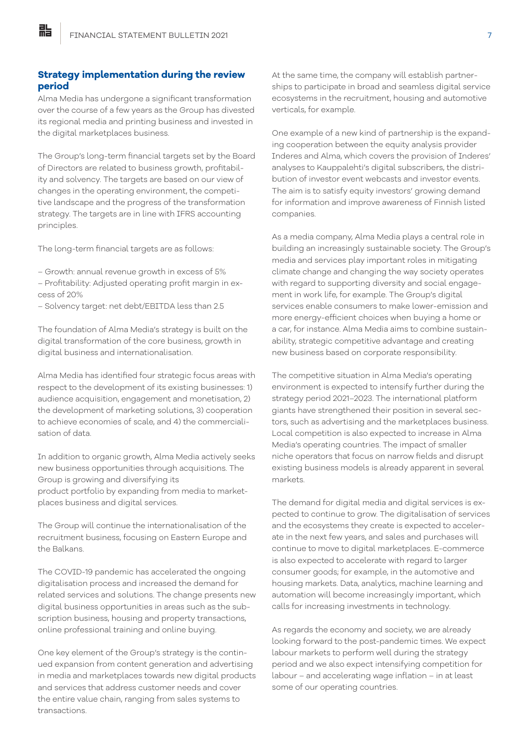## Strategy implementation during the review period

Alma Media has undergone a significant transformation over the course of a few years as the Group has divested its regional media and printing business and invested in the digital marketplaces business.

The Group's long-term financial targets set by the Board of Directors are related to business growth, profitability and solvency. The targets are based on our view of changes in the operating environment, the competitive landscape and the progress of the transformation strategy. The targets are in line with IFRS accounting principles.

The long-term financial targets are as follows:

– Growth: annual revenue growth in excess of 5%
– Profitability: Adjusted operating profit margin in excess of 20%
– Solvency target: net debt/EBITDA less than 2.5

The foundation of Alma Media's strategy is built on the digital transformation of the core business, growth in digital business and internationalisation.

Alma Media has identified four strategic focus areas with respect to the development of its existing businesses: 1) audience acquisition, engagement and monetisation, 2) the development of marketing solutions, 3) cooperation to achieve economies of scale, and 4) the commercialisation of data.

In addition to organic growth, Alma Media actively seeks new business opportunities through acquisitions. The Group is growing and diversifying its product portfolio by expanding from media to marketplaces business and digital services.

The Group will continue the internationalisation of the recruitment business, focusing on Eastern Europe and the Balkans.

The COVID-19 pandemic has accelerated the ongoing digitalisation process and increased the demand for related services and solutions. The change presents new digital business opportunities in areas such as the subscription business, housing and property transactions, online professional training and online buying.

One key element of the Group's strategy is the continued expansion from content generation and advertising in media and marketplaces towards new digital products and services that address customer needs and cover the entire value chain, ranging from sales systems to transactions.

At the same time, the company will establish partnerships to participate in broad and seamless digital service ecosystems in the recruitment, housing and automotive verticals, for example.

One example of a new kind of partnership is the expanding cooperation between the equity analysis provider Inderes and Alma, which covers the provision of Inderes' analyses to Kauppalehti's digital subscribers, the distribution of investor event webcasts and investor events. The aim is to satisfy equity investors' growing demand for information and improve awareness of Finnish listed companies.

As a media company, Alma Media plays a central role in building an increasingly sustainable society. The Group's media and services play important roles in mitigating climate change and changing the way society operates with regard to supporting diversity and social engagement in work life, for example. The Group's digital services enable consumers to make lower-emission and more energy-efficient choices when buying a home or a car, for instance. Alma Media aims to combine sustainability, strategic competitive advantage and creating new business based on corporate responsibility.

The competitive situation in Alma Media's operating environment is expected to intensify further during the strategy period 2021–2023. The international platform giants have strengthened their position in several sectors, such as advertising and the marketplaces business. Local competition is also expected to increase in Alma Media's operating countries. The impact of smaller niche operators that focus on narrow fields and disrupt existing business models is already apparent in several markets.

The demand for digital media and digital services is expected to continue to grow. The digitalisation of services and the ecosystems they create is expected to accelerate in the next few years, and sales and purchases will continue to move to digital marketplaces. E-commerce is also expected to accelerate with regard to larger consumer goods; for example, in the automotive and housing markets. Data, analytics, machine learning and automation will become increasingly important, which calls for increasing investments in technology.

As regards the economy and society, we are already looking forward to the post-pandemic times. We expect labour markets to perform well during the strategy period and we also expect intensifying competition for labour – and accelerating wage inflation – in at least some of our operating countries.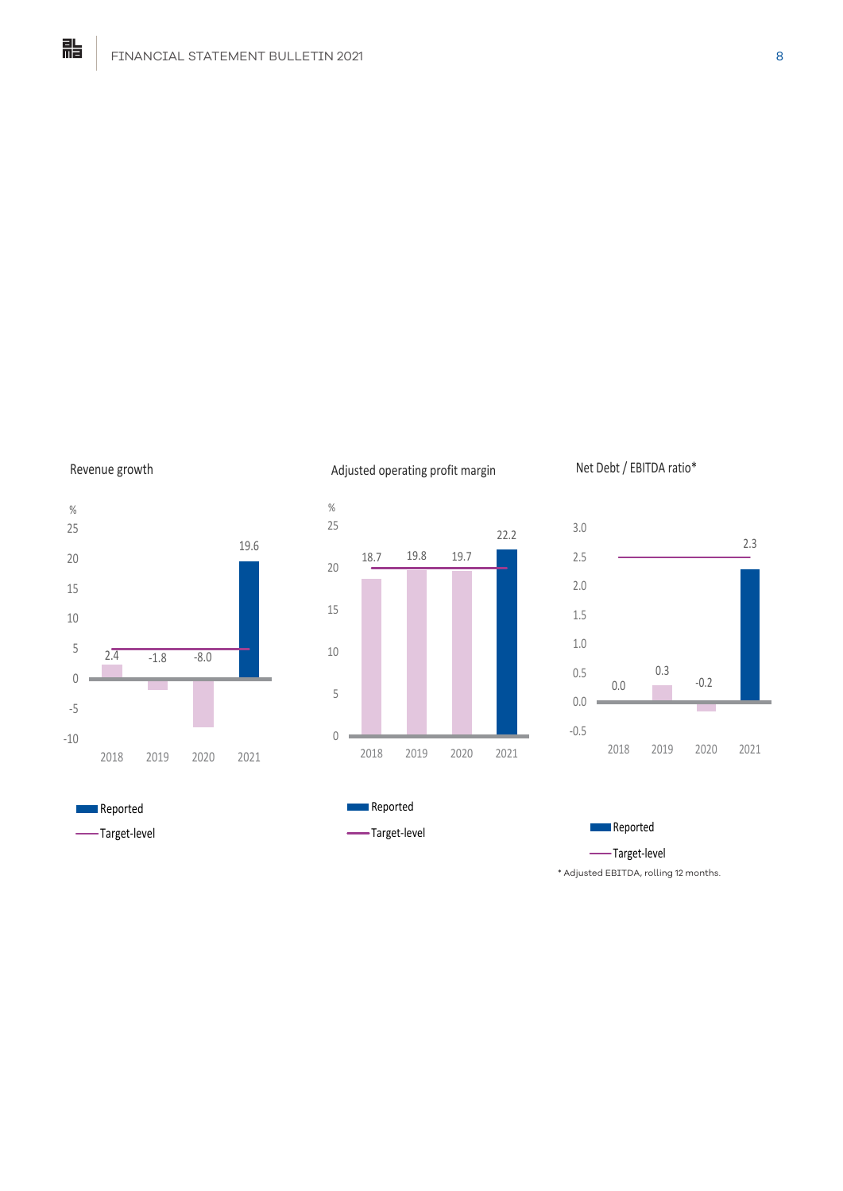Revenue growth

%
25
20
15
10
5
0
-5
-10

2.4
-1.8
-8.0
19.6

2018
2019
2020
2021

Reported

Target-level

Adjusted operating profit margin

%
25
20
15
10
5
0

18.7
19.8
19.7
22.2

2018
2019
2020
2021

Reported

Target-level

Net Debt / EBITDA ratio*

3.0
2.5
2.0
1.5
1.0
0.5
0.0
-0.5

0.0
0.3
-0.2
2.3

2018
2019
2020
2021

Reported

Target-level

\* Adjusted EBITDA, rolling 12 months.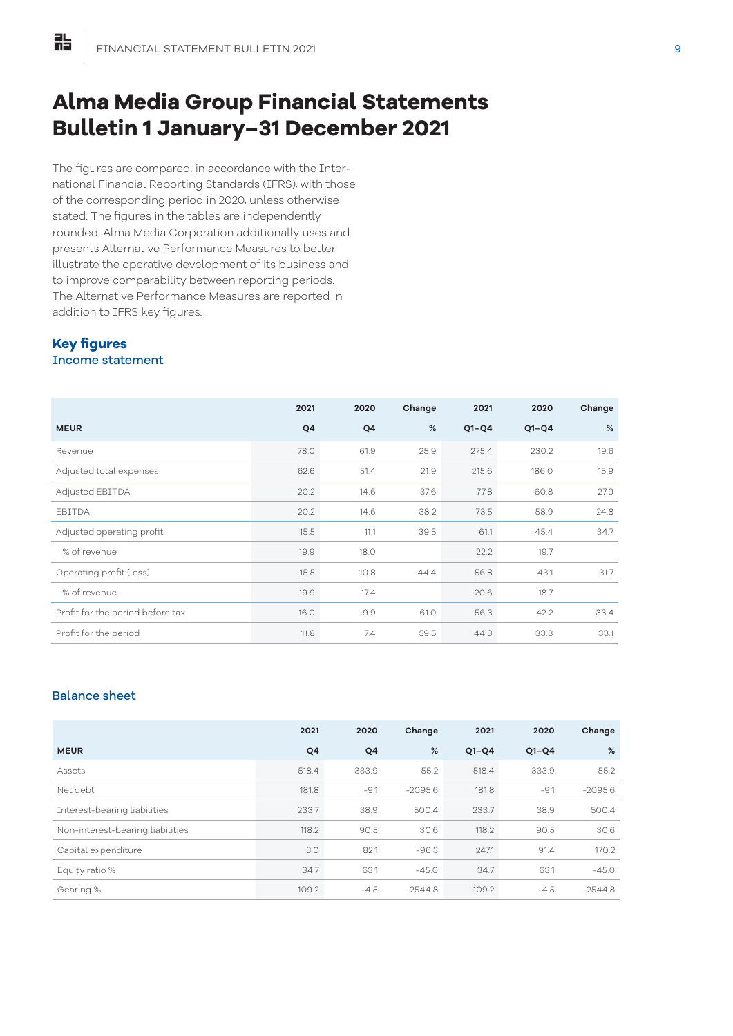# Alma Media Group Financial Statements Bulletin 1 January–31 December 2021

The figures are compared, in accordance with the International Financial Reporting Standards (IFRS), with those of the corresponding period in 2020, unless otherwise stated. The figures in the tables are independently rounded. Alma Media Corporation additionally uses and presents Alternative Performance Measures to better illustrate the operative development of its business and to improve comparability between reporting periods. The Alternative Performance Measures are reported in addition to IFRS key figures.

## Key figures

### Income statement

| MEUR | 2021 Q4 | 2020 Q4 | Change % | 2021 Q1–Q4 | 2020 Q1–Q4 | Change % |
|---|---|---|---|---|---|---|
| Revenue | 78.0 | 61.9 | 25.9 | 275.4 | 230.2 | 19.6 |
| Adjusted total expenses | 62.6 | 51.4 | 21.9 | 215.6 | 186.0 | 15.9 |
| Adjusted EBITDA | 20.2 | 14.6 | 37.6 | 77.8 | 60.8 | 27.9 |
| EBITDA | 20.2 | 14.6 | 38.2 | 73.5 | 58.9 | 24.8 |
| Adjusted operating profit | 15.5 | 11.1 | 39.5 | 61.1 | 45.4 | 34.7 |
| % of revenue | 19.9 | 18.0 | | 22.2 | 19.7 | |
| Operating profit (loss) | 15.5 | 10.8 | 44.4 | 56.8 | 43.1 | 31.7 |
| % of revenue | 19.9 | 17.4 | | 20.6 | 18.7 | |
| Profit for the period before tax | 16.0 | 9.9 | 61.0 | 56.3 | 42.2 | 33.4 |
| Profit for the period | 11.8 | 7.4 | 59.5 | 44.3 | 33.3 | 33.1 |

### Balance sheet

| MEUR | 2021 Q4 | 2020 Q4 | Change % | 2021 Q1–Q4 | 2020 Q1–Q4 | Change % |
|---|---|---|---|---|---|---|
| Assets | 518.4 | 333.9 | 55.2 | 518.4 | 333.9 | 55.2 |
| Net debt | 181.8 | -9.1 | -2095.6 | 181.8 | -9.1 | -2095.6 |
| Interest-bearing liabilities | 233.7 | 38.9 | 500.4 | 233.7 | 38.9 | 500.4 |
| Non-interest-bearing liabilities | 118.2 | 90.5 | 30.6 | 118.2 | 90.5 | 30.6 |
| Capital expenditure | 3.0 | 82.1 | -96.3 | 247.1 | 91.4 | 170.2 |
| Equity ratio % | 34.7 | 63.1 | -45.0 | 34.7 | 63.1 | -45.0 |
| Gearing % | 109.2 | -4.5 | -2544.8 | 109.2 | -4.5 | -2544.8 |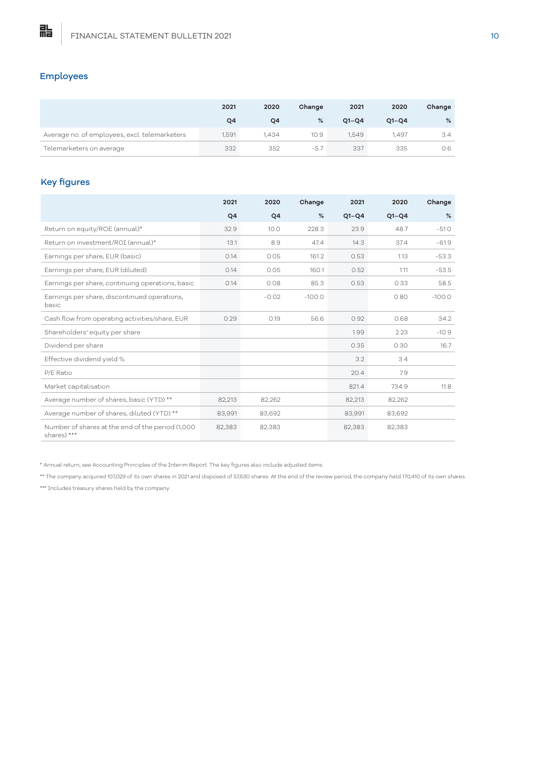## Employees

| | 2021 Q4 | 2020 Q4 | Change % | 2021 Q1–Q4 | 2020 Q1–Q4 | Change % |
|---|---|---|---|---|---|---|
| Average no. of employees, excl. telemarketers | 1,591 | 1,434 | 10.9 | 1,549 | 1,497 | 3.4 |
| Telemarketers on average | 332 | 352 | -5.7 | 337 | 335 | 0.6 |

## Key figures

| | 2021 Q4 | 2020 Q4 | Change % | 2021 Q1–Q4 | 2020 Q1–Q4 | Change % |
|---|---|---|---|---|---|---|
| Return on equity/ROE (annual)* | 32.9 | 10.0 | 228.3 | 23.9 | 48.7 | -51.0 |
| Return on investment/ROI (annual)* | 13.1 | 8.9 | 47.4 | 14.3 | 37.4 | -61.9 |
| Earnings per share, EUR (basic) | 0.14 | 0.05 | 161.2 | 0.53 | 1.13 | -53.3 |
| Earnings per share, EUR (diluted) | 0.14 | 0.05 | 160.1 | 0.52 | 1.11 | -53.5 |
| Earnings per share, continuing operations, basic | 0.14 | 0.08 | 85.3 | 0.53 | 0.33 | 58.5 |
| Earnings per share, discontinued operations, basic | | -0.02 | -100.0 | | 0.80 | -100.0 |
| Cash flow from operating activities/share, EUR | 0.29 | 0.19 | 56.6 | 0.92 | 0.68 | 34.2 |
| Shareholders' equity per share | | | | 1.99 | 2.23 | -10.9 |
| Dividend per share | | | | 0.35 | 0.30 | 16.7 |
| Effective dividend yield % | | | | 3.2 | 3.4 | |
| P/E Ratio | | | | 20.4 | 7.9 | |
| Market capitalisation | | | | 821.4 | 734.9 | 11.8 |
| Average number of shares, basic (YTD) ** | 82,213 | 82,262 | | 82,213 | 82,262 | |
| Average number of shares, diluted (YTD) ** | 83,991 | 83,692 | | 83,991 | 83,692 | |
| Number of shares at the end of the period (1,000 shares) *** | 82,383 | 82,383 | | 82,383 | 82,383 | |

* Annual return, see Accounting Principles of the Interim Report. The key figures also include adjusted items.

** The company acquired 107,029 of its own shares in 2021 and disposed of 57,630 shares. At the end of the review period, the company held 170,410 of its own shares.

*** Includes treasury shares held by the company.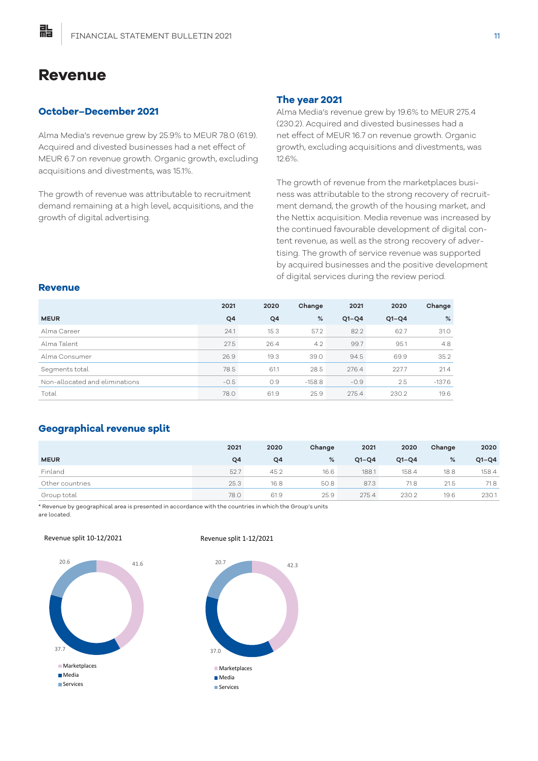# Revenue

## October–December 2021

Alma Media's revenue grew by 25.9% to MEUR 78.0 (61.9). Acquired and divested businesses had a net effect of MEUR 6.7 on revenue growth. Organic growth, excluding acquisitions and divestments, was 15.1%.

The growth of revenue was attributable to recruitment demand remaining at a high level, acquisitions, and the growth of digital advertising.

## The year 2021

Alma Media's revenue grew by 19.6% to MEUR 275.4 (230.2). Acquired and divested businesses had a net effect of MEUR 16.7 on revenue growth. Organic growth, excluding acquisitions and divestments, was 12.6%.

The growth of revenue from the marketplaces business was attributable to the strong recovery of recruitment demand, the growth of the housing market, and the Nettix acquisition. Media revenue was increased by the continued favourable development of digital content revenue, as well as the strong recovery of advertising. The growth of service revenue was supported by acquired businesses and the positive development of digital services during the review period.

### Revenue

| | 2021 | 2020 | Change | 2021 | 2020 | Change |
|---|---|---|---|---|---|---|
| MEUR | Q4 | Q4 | % | Q1–Q4 | Q1–Q4 | % |
| Alma Career | 24.1 | 15.3 | 57.2 | 82.2 | 62.7 | 31.0 |
| Alma Talent | 27.5 | 26.4 | 4.2 | 99.7 | 95.1 | 4.8 |
| Alma Consumer | 26.9 | 19.3 | 39.0 | 94.5 | 69.9 | 35.2 |
| Segments total | 78.5 | 61.1 | 28.5 | 276.4 | 227.7 | 21.4 |
| Non-allocated and eliminations | -0.5 | 0.9 | -158.8 | -0.9 | 2.5 | -137.6 |
| Total | 78.0 | 61.9 | 25.9 | 275.4 | 230.2 | 19.6 |

### Geographical revenue split

| | 2021 | 2020 | Change | 2021 | 2020 | Change | 2020 |
|---|---|---|---|---|---|---|---|
| MEUR | Q4 | Q4 | % | Q1–Q4 | Q1–Q4 | % | Q1–Q4 |
| Finland | 52.7 | 45.2 | 16.6 | 188.1 | 158.4 | 18.8 | 158.4 |
| Other countries | 25.3 | 16.8 | 50.8 | 87.3 | 71.8 | 21.5 | 71.8 |
| Group total | 78.0 | 61.9 | 25.9 | 275.4 | 230.2 | 19.6 | 230.1 |

* Revenue by geographical area is presented in accordance with the countries in which the Group's units are located.

Revenue split 10-12/2021

20.6
41.6
37.7

Marketplaces
Media
Services

Revenue split 1-12/2021

20.7
42.3
37.0

Marketplaces
Media
Services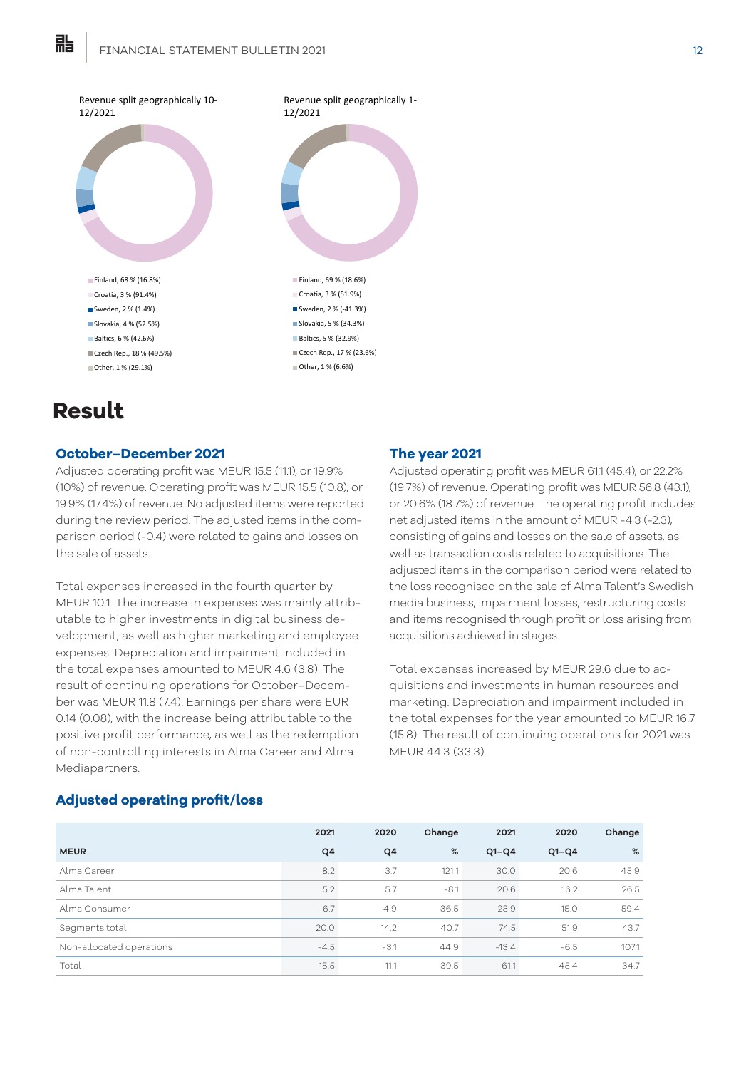Revenue split geographically 10-12/2021

Finland, 68 % (16.8%)
Croatia, 3 % (91.4%)
Sweden, 2 % (1.4%)
Slovakia, 4 % (52.5%)
Baltics, 6 % (42.6%)
Czech Rep., 18 % (49.5%)
Other, 1 % (29.1%)

Revenue split geographically 1-12/2021

Finland, 69 % (18.6%)
Croatia, 3 % (51.9%)
Sweden, 2 % (-41.3%)
Slovakia, 5 % (34.3%)
Baltics, 5 % (32.9%)
Czech Rep., 17 % (23.6%)
Other, 1 % (6.6%)

# Result

## October–December 2021

Adjusted operating profit was MEUR 15.5 (11.1), or 19.9% (10%) of revenue. Operating profit was MEUR 15.5 (10.8), or 19.9% (17.4%) of revenue. No adjusted items were reported during the review period. The adjusted items in the comparison period (-0.4) were related to gains and losses on the sale of assets.

Total expenses increased in the fourth quarter by MEUR 10.1. The increase in expenses was mainly attributable to higher investments in digital business development, as well as higher marketing and employee expenses. Depreciation and impairment included in the total expenses amounted to MEUR 4.6 (3.8). The result of continuing operations for October–December was MEUR 11.8 (7.4). Earnings per share were EUR 0.14 (0.08), with the increase being attributable to the positive profit performance, as well as the redemption of non-controlling interests in Alma Career and Alma Mediapartners.

## The year 2021

Adjusted operating profit was MEUR 61.1 (45.4), or 22.2% (19.7%) of revenue. Operating profit was MEUR 56.8 (43.1), or 20.6% (18.7%) of revenue. The operating profit includes net adjusted items in the amount of MEUR -4.3 (-2.3), consisting of gains and losses on the sale of assets, as well as transaction costs related to acquisitions. The adjusted items in the comparison period were related to the loss recognised on the sale of Alma Talent's Swedish media business, impairment losses, restructuring costs and items recognised through profit or loss arising from acquisitions achieved in stages.

Total expenses increased by MEUR 29.6 due to acquisitions and investments in human resources and marketing. Depreciation and impairment included in the total expenses for the year amounted to MEUR 16.7 (15.8). The result of continuing operations for 2021 was MEUR 44.3 (33.3).

## Adjusted operating profit/loss

| MEUR | 2021 Q4 | 2020 Q4 | Change % | 2021 Q1–Q4 | 2020 Q1–Q4 | Change % |
|---|---|---|---|---|---|---|
| Alma Career | 8.2 | 3.7 | 121.1 | 30.0 | 20.6 | 45.9 |
| Alma Talent | 5.2 | 5.7 | -8.1 | 20.6 | 16.2 | 26.5 |
| Alma Consumer | 6.7 | 4.9 | 36.5 | 23.9 | 15.0 | 59.4 |
| Segments total | 20.0 | 14.2 | 40.7 | 74.5 | 51.9 | 43.7 |
| Non-allocated operations | -4.5 | -3.1 | 44.9 | -13.4 | -6.5 | 107.1 |
| Total | 15.5 | 11.1 | 39.5 | 61.1 | 45.4 | 34.7 |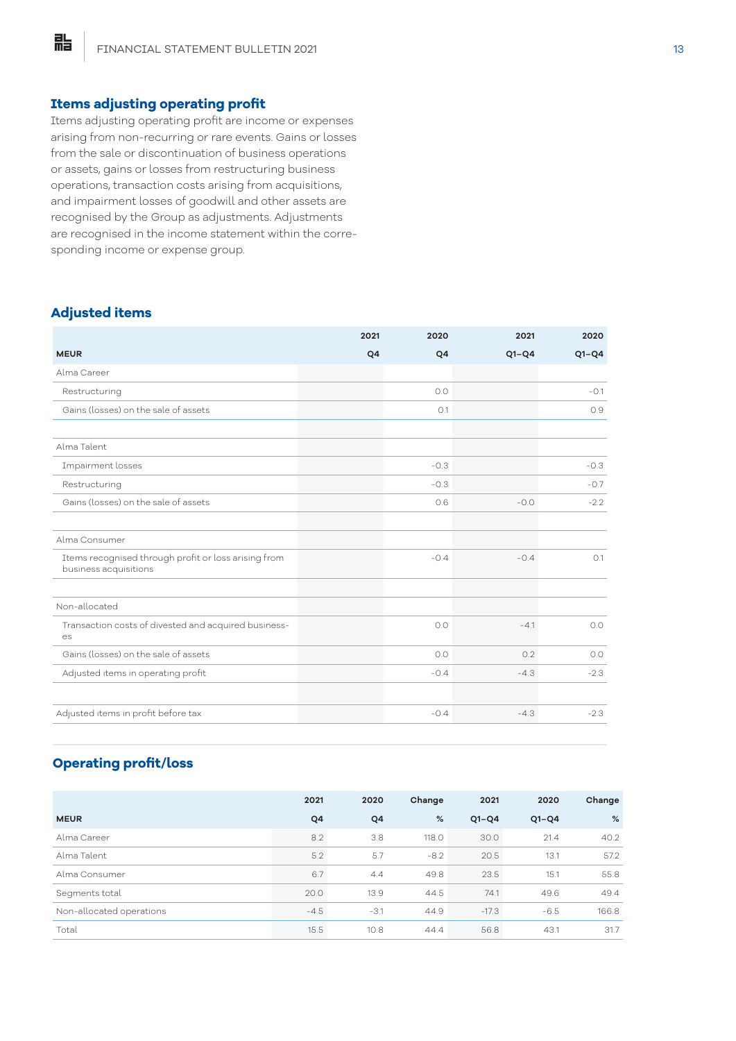## Items adjusting operating profit

Items adjusting operating profit are income or expenses arising from non-recurring or rare events. Gains or losses from the sale or discontinuation of business operations or assets, gains or losses from restructuring business operations, transaction costs arising from acquisitions, and impairment losses of goodwill and other assets are recognised by the Group as adjustments. Adjustments are recognised in the income statement within the corresponding income or expense group.

## Adjusted items

| MEUR | 2021 Q4 | 2020 Q4 | 2021 Q1–Q4 | 2020 Q1–Q4 |
|---|---|---|---|---|
| Alma Career | | | | |
| Restructuring | | 0.0 | | -0.1 |
| Gains (losses) on the sale of assets | | 0.1 | | 0.9 |
| | | | | |
| Alma Talent | | | | |
| Impairment losses | | -0.3 | | -0.3 |
| Restructuring | | -0.3 | | -0.7 |
| Gains (losses) on the sale of assets | | 0.6 | -0.0 | -2.2 |
| | | | | |
| Alma Consumer | | | | |
| Items recognised through profit or loss arising from business acquisitions | | -0.4 | -0.4 | 0.1 |
| | | | | |
| Non-allocated | | | | |
| Transaction costs of divested and acquired businesses | | 0.0 | -4.1 | 0.0 |
| Gains (losses) on the sale of assets | | 0.0 | 0.2 | 0.0 |
| Adjusted items in operating profit | | -0.4 | -4.3 | -2.3 |
| | | | | |
| Adjusted items in profit before tax | | -0.4 | -4.3 | -2.3 |

## Operating profit/loss

| MEUR | 2021 Q4 | 2020 Q4 | Change % | 2021 Q1–Q4 | 2020 Q1–Q4 | Change % |
|---|---|---|---|---|---|---|
| Alma Career | 8.2 | 3.8 | 118.0 | 30.0 | 21.4 | 40.2 |
| Alma Talent | 5.2 | 5.7 | -8.2 | 20.5 | 13.1 | 57.2 |
| Alma Consumer | 6.7 | 4.4 | 49.8 | 23.5 | 15.1 | 55.8 |
| Segments total | 20.0 | 13.9 | 44.5 | 74.1 | 49.6 | 49.4 |
| Non-allocated operations | -4.5 | -3.1 | 44.9 | -17.3 | -6.5 | 166.8 |
| Total | 15.5 | 10.8 | 44.4 | 56.8 | 43.1 | 31.7 |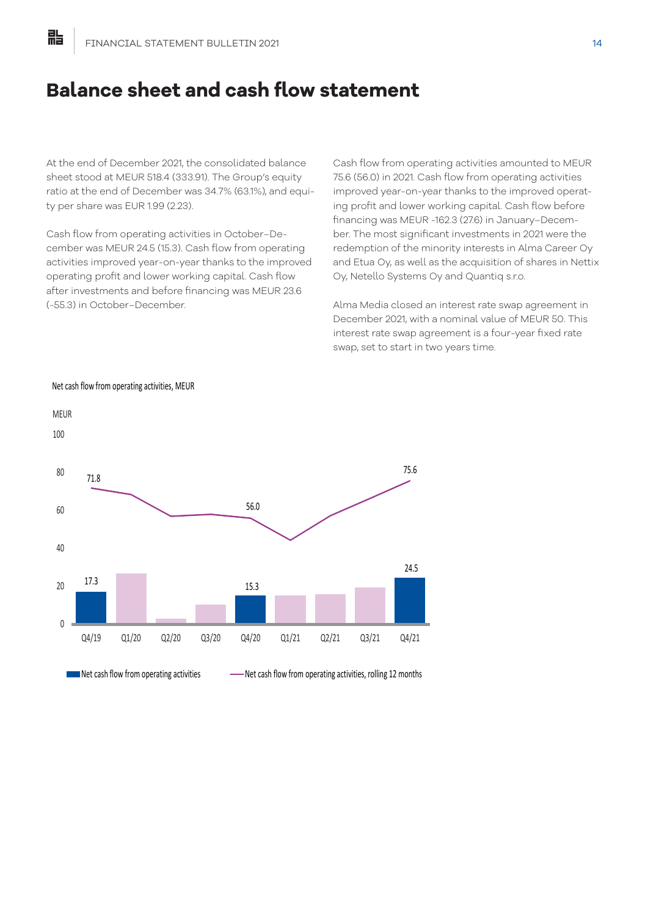# Balance sheet and cash flow statement

At the end of December 2021, the consolidated balance sheet stood at MEUR 518.4 (333.91). The Group's equity ratio at the end of December was 34.7% (63.1%), and equity per share was EUR 1.99 (2.23).

Cash flow from operating activities in October–December was MEUR 24.5 (15.3). Cash flow from operating activities improved year-on-year thanks to the improved operating profit and lower working capital. Cash flow after investments and before financing was MEUR 23.6 (-55.3) in October–December.

Cash flow from operating activities amounted to MEUR 75.6 (56.0) in 2021. Cash flow from operating activities improved year-on-year thanks to the improved operating profit and lower working capital. Cash flow before financing was MEUR -162.3 (27.6) in January–December. The most significant investments in 2021 were the redemption of the minority interests in Alma Career Oy and Etua Oy, as well as the acquisition of shares in Nettix Oy, Netello Systems Oy and Quantiq s.r.o.

Alma Media closed an interest rate swap agreement in December 2021, with a nominal value of MEUR 50. This interest rate swap agreement is a four-year fixed rate swap, set to start in two years time.

Net cash flow from operating activities, MEUR

MEUR

100
80
60
40
20
0

71.8
56.0
75.6
17.3
15.3
24.5

Q4/19 Q1/20 Q2/20 Q3/20 Q4/20 Q1/21 Q2/21 Q3/21 Q4/21

Net cash flow from operating activities
Net cash flow from operating activities, rolling 12 months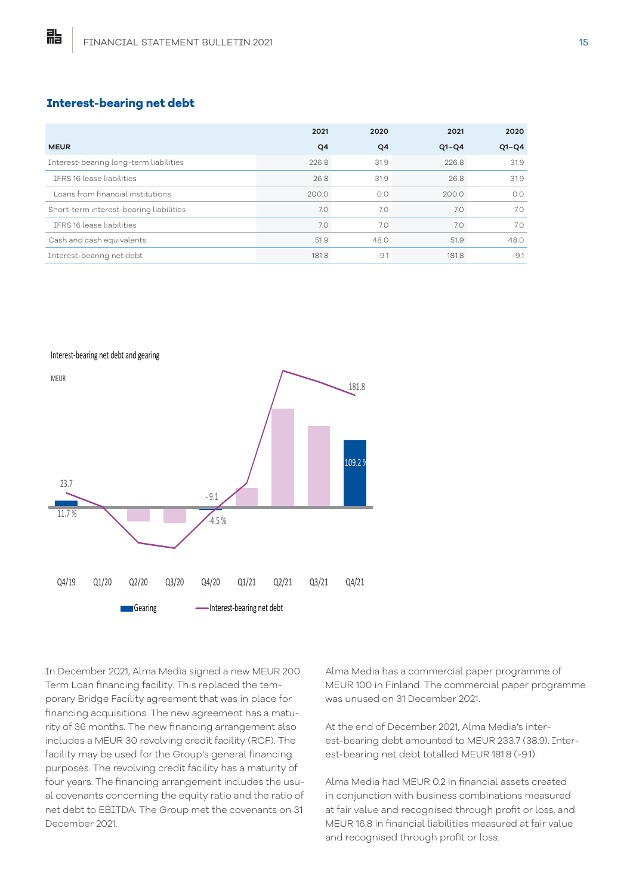## Interest-bearing net debt

| MEUR | 2021 Q4 | 2020 Q4 | 2021 Q1–Q4 | 2020 Q1–Q4 |
|---|---|---|---|---|
| Interest-bearing long-term liabilities | 226.8 | 31.9 | 226.8 | 31.9 |
| IFRS 16 lease liabilities | 26.8 | 31.9 | 26.8 | 31.9 |
| Loans from financial institutions | 200.0 | 0.0 | 200.0 | 0.0 |
| Short-term interest-bearing liabilities | 7.0 | 7.0 | 7.0 | 7.0 |
| IFRS 16 lease liabilities | 7.0 | 7.0 | 7.0 | 7.0 |
| Cash and cash equivalents | 51.9 | 48.0 | 51.9 | 48.0 |
| Interest-bearing net debt | 181.8 | -9.1 | 181.8 | -9.1 |

Interest-bearing net debt and gearing

MEUR

23.7
11.7 %
- 9.1
-4.5 %
181.8
109.2 %

Q4/19 Q1/20 Q2/20 Q3/20 Q4/20 Q1/21 Q2/21 Q3/21 Q4/21

Gearing
Interest-bearing net debt

In December 2021, Alma Media signed a new MEUR 200 Term Loan financing facility. This replaced the temporary Bridge Facility agreement that was in place for financing acquisitions. The new agreement has a maturity of 36 months. The new financing arrangement also includes a MEUR 30 revolving credit facility (RCF). The facility may be used for the Group's general financing purposes. The revolving credit facility has a maturity of four years. The financing arrangement includes the usual covenants concerning the equity ratio and the ratio of net debt to EBITDA. The Group met the covenants on 31 December 2021.

Alma Media has a commercial paper programme of MEUR 100 in Finland. The commercial paper programme was unused on 31 December 2021.

At the end of December 2021, Alma Media's interest-bearing debt amounted to MEUR 233.7 (38.9). Interest-bearing net debt totalled MEUR 181.8 (-9.1).

Alma Media had MEUR 0.2 in financial assets created in conjunction with business combinations measured at fair value and recognised through profit or loss, and MEUR 16.8 in financial liabilities measured at fair value and recognised through profit or loss.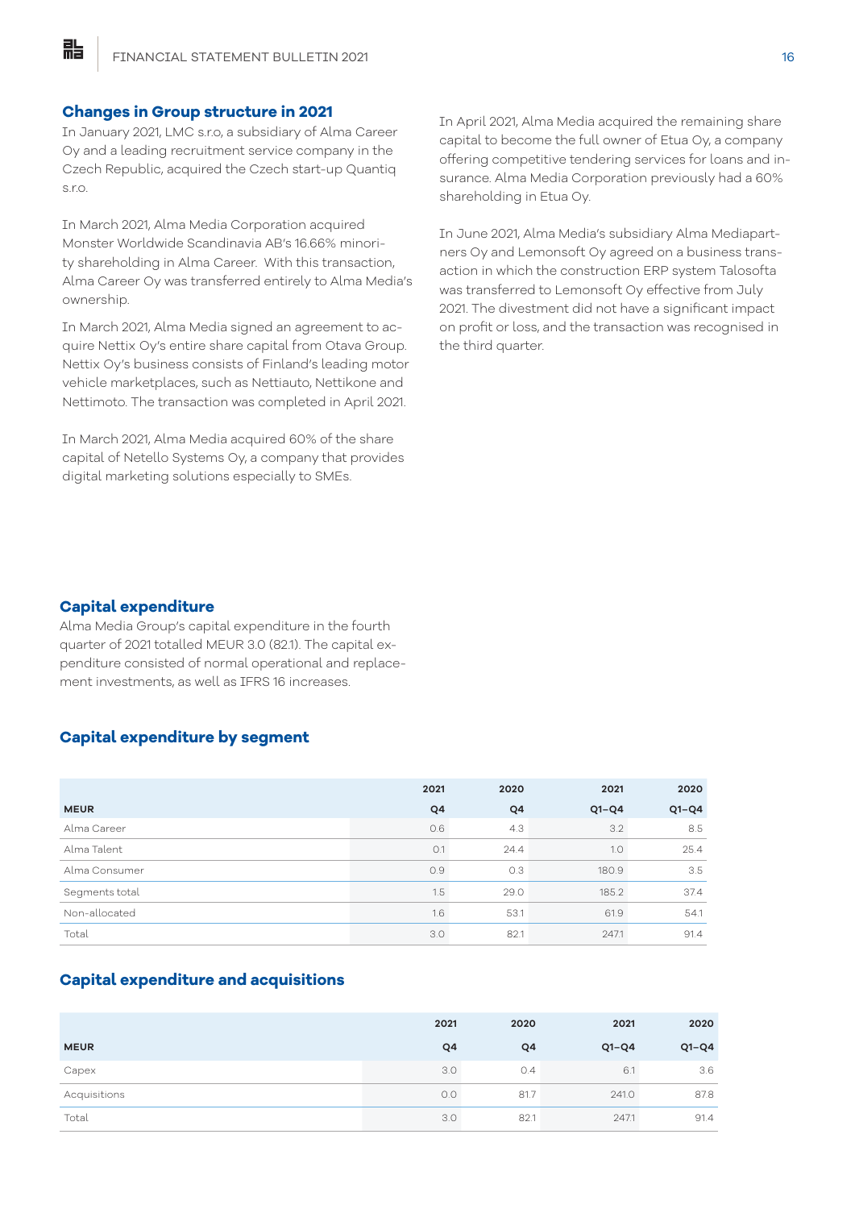## Changes in Group structure in 2021

In January 2021, LMC s.r.o, a subsidiary of Alma Career Oy and a leading recruitment service company in the Czech Republic, acquired the Czech start-up Quantiq s.r.o.

In March 2021, Alma Media Corporation acquired Monster Worldwide Scandinavia AB's 16.66% minority shareholding in Alma Career. With this transaction, Alma Career Oy was transferred entirely to Alma Media's ownership.

In March 2021, Alma Media signed an agreement to acquire Nettix Oy's entire share capital from Otava Group. Nettix Oy's business consists of Finland's leading motor vehicle marketplaces, such as Nettiauto, Nettikone and Nettimoto. The transaction was completed in April 2021.

In March 2021, Alma Media acquired 60% of the share capital of Netello Systems Oy, a company that provides digital marketing solutions especially to SMEs.

In April 2021, Alma Media acquired the remaining share capital to become the full owner of Etua Oy, a company offering competitive tendering services for loans and insurance. Alma Media Corporation previously had a 60% shareholding in Etua Oy.

In June 2021, Alma Media's subsidiary Alma Mediapartners Oy and Lemonsoft Oy agreed on a business transaction in which the construction ERP system Talosofta was transferred to Lemonsoft Oy effective from July 2021. The divestment did not have a significant impact on profit or loss, and the transaction was recognised in the third quarter.

## Capital expenditure

Alma Media Group's capital expenditure in the fourth quarter of 2021 totalled MEUR 3.0 (82.1). The capital expenditure consisted of normal operational and replacement investments, as well as IFRS 16 increases.

## Capital expenditure by segment

| MEUR | 2021 Q4 | 2020 Q4 | 2021 Q1–Q4 | 2020 Q1–Q4 |
|---|---|---|---|---|
| Alma Career | 0.6 | 4.3 | 3.2 | 8.5 |
| Alma Talent | 0.1 | 24.4 | 1.0 | 25.4 |
| Alma Consumer | 0.9 | 0.3 | 180.9 | 3.5 |
| Segments total | 1.5 | 29.0 | 185.2 | 37.4 |
| Non-allocated | 1.6 | 53.1 | 61.9 | 54.1 |
| Total | 3.0 | 82.1 | 247.1 | 91.4 |

## Capital expenditure and acquisitions

| MEUR | 2021 Q4 | 2020 Q4 | 2021 Q1–Q4 | 2020 Q1–Q4 |
|---|---|---|---|---|
| Capex | 3.0 | 0.4 | 6.1 | 3.6 |
| Acquisitions | 0.0 | 81.7 | 241.0 | 87.8 |
| Total | 3.0 | 82.1 | 247.1 | 91.4 |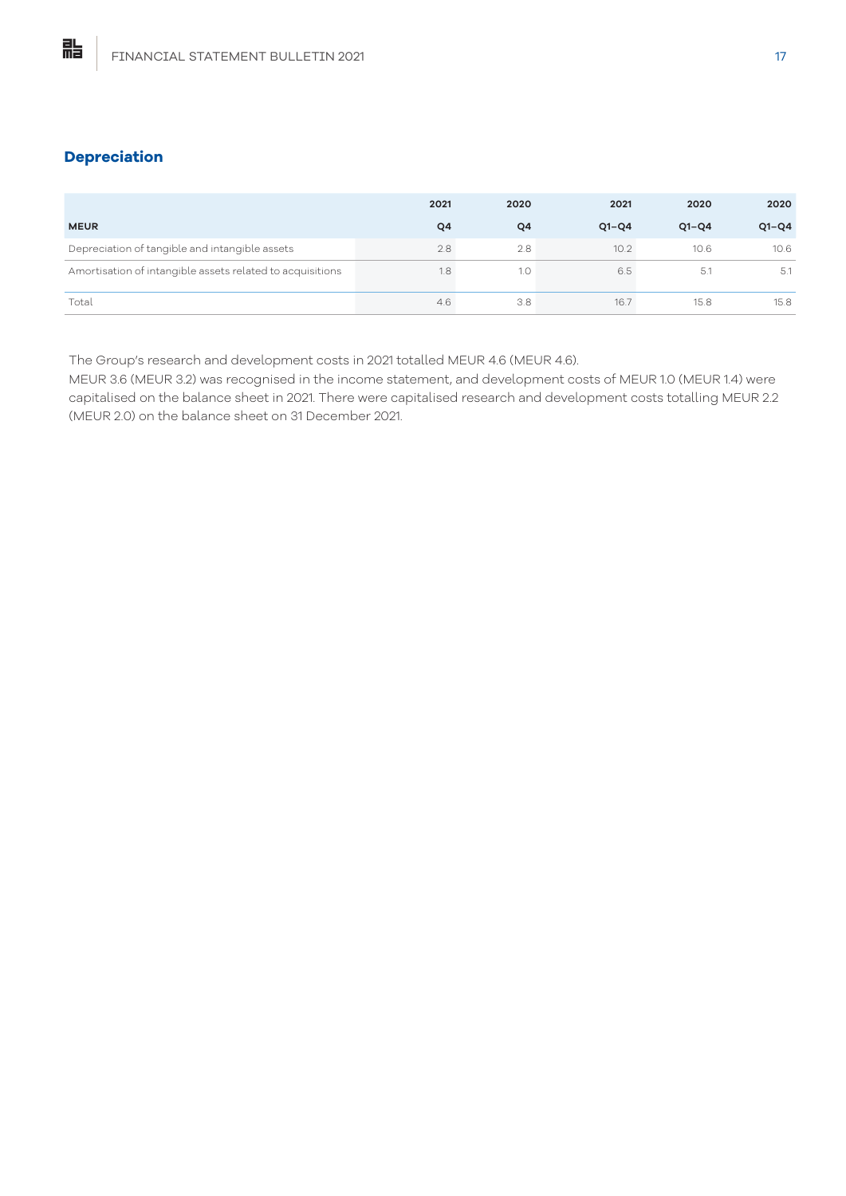## Depreciation

| MEUR | 2021 Q4 | 2020 Q4 | 2021 Q1–Q4 | 2020 Q1–Q4 | 2020 Q1–Q4 |
|---|---|---|---|---|---|
| Depreciation of tangible and intangible assets | 2.8 | 2.8 | 10.2 | 10.6 | 10.6 |
| Amortisation of intangible assets related to acquisitions | 1.8 | 1.0 | 6.5 | 5.1 | 5.1 |
| Total | 4.6 | 3.8 | 16.7 | 15.8 | 15.8 |

The Group's research and development costs in 2021 totalled MEUR 4.6 (MEUR 4.6).
MEUR 3.6 (MEUR 3.2) was recognised in the income statement, and development costs of MEUR 1.0 (MEUR 1.4) were capitalised on the balance sheet in 2021. There were capitalised research and development costs totalling MEUR 2.2 (MEUR 2.0) on the balance sheet on 31 December 2021.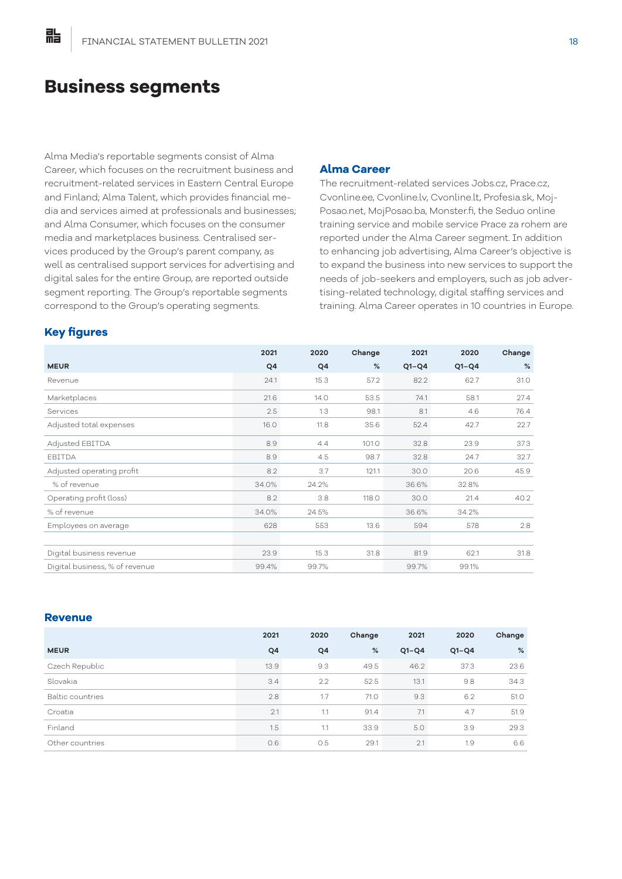# Business segments

Alma Media's reportable segments consist of Alma Career, which focuses on the recruitment business and recruitment-related services in Eastern Central Europe and Finland; Alma Talent, which provides financial media and services aimed at professionals and businesses; and Alma Consumer, which focuses on the consumer media and marketplaces business. Centralised services produced by the Group's parent company, as well as centralised support services for advertising and digital sales for the entire Group, are reported outside segment reporting. The Group's reportable segments correspond to the Group's operating segments.

## Alma Career

The recruitment-related services Jobs.cz, Prace.cz, Cvonline.ee, Cvonline.lv, Cvonline.lt, Profesia.sk, MojPosao.net, MojPosao.ba, Monster.fi, the Seduo online training service and mobile service Prace za rohem are reported under the Alma Career segment. In addition to enhancing job advertising, Alma Career's objective is to expand the business into new services to support the needs of job-seekers and employers, such as job advertising-related technology, digital staffing services and training. Alma Career operates in 10 countries in Europe.

### Key figures

| MEUR | 2021 Q4 | 2020 Q4 | Change % | 2021 Q1–Q4 | 2020 Q1–Q4 | Change % |
|---|---|---|---|---|---|---|
| Revenue | 24.1 | 15.3 | 57.2 | 82.2 | 62.7 | 31.0 |
| Marketplaces | 21.6 | 14.0 | 53.5 | 74.1 | 58.1 | 27.4 |
| Services | 2.5 | 1.3 | 98.1 | 8.1 | 4.6 | 76.4 |
| Adjusted total expenses | 16.0 | 11.8 | 35.6 | 52.4 | 42.7 | 22.7 |
| Adjusted EBITDA | 8.9 | 4.4 | 101.0 | 32.8 | 23.9 | 37.3 |
| EBITDA | 8.9 | 4.5 | 98.7 | 32.8 | 24.7 | 32.7 |
| Adjusted operating profit | 8.2 | 3.7 | 121.1 | 30.0 | 20.6 | 45.9 |
| % of revenue | 34.0% | 24.2% | | 36.6% | 32.8% | |
| Operating profit (loss) | 8.2 | 3.8 | 118.0 | 30.0 | 21.4 | 40.2 |
| % of revenue | 34.0% | 24.5% | | 36.6% | 34.2% | |
| Employees on average | 628 | 553 | 13.6 | 594 | 578 | 2.8 |
| | | | | | | |
| Digital business revenue | 23.9 | 15.3 | 31.8 | 81.9 | 62.1 | 31.8 |
| Digital business, % of revenue | 99.4% | 99.7% | | 99.7% | 99.1% | |

### Revenue

| MEUR | 2021 Q4 | 2020 Q4 | Change % | 2021 Q1–Q4 | 2020 Q1–Q4 | Change % |
|---|---|---|---|---|---|---|
| Czech Republic | 13.9 | 9.3 | 49.5 | 46.2 | 37.3 | 23.6 |
| Slovakia | 3.4 | 2.2 | 52.5 | 13.1 | 9.8 | 34.3 |
| Baltic countries | 2.8 | 1.7 | 71.0 | 9.3 | 6.2 | 51.0 |
| Croatia | 2.1 | 1.1 | 91.4 | 7.1 | 4.7 | 51.9 |
| Finland | 1.5 | 1.1 | 33.9 | 5.0 | 3.9 | 29.3 |
| Other countries | 0.6 | 0.5 | 29.1 | 2.1 | 1.9 | 6.6 |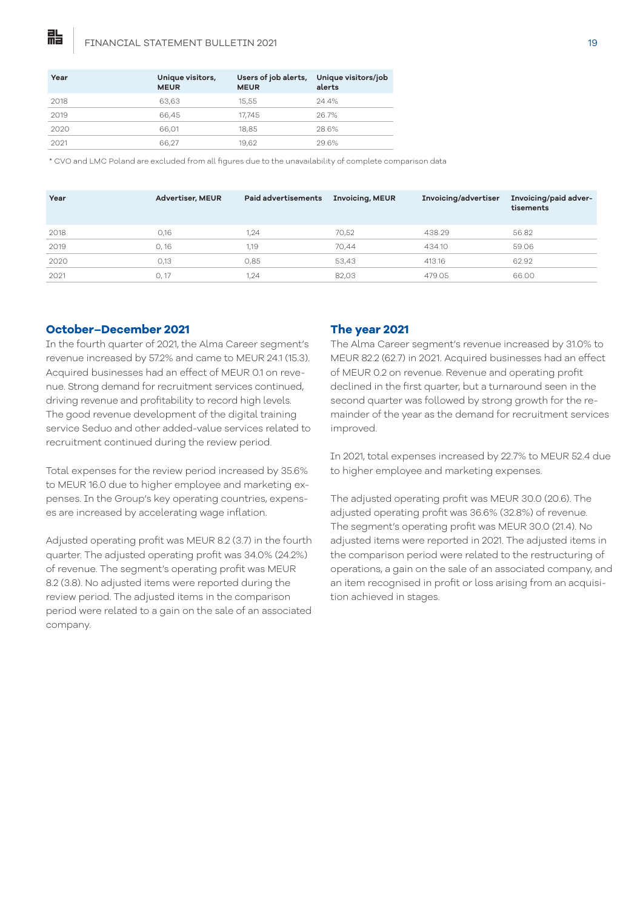| Year | Unique visitors, MEUR | Users of job alerts, MEUR | Unique visitors/job alerts |
|---|---|---|---|
| 2018 | 63,63 | 15,55 | 24.4% |
| 2019 | 66,45 | 17,745 | 26.7% |
| 2020 | 66,01 | 18,85 | 28.6% |
| 2021 | 66,27 | 19,62 | 29.6% |

* CVO and LMC Poland are excluded from all figures due to the unavailability of complete comparison data

| Year | Advertiser, MEUR | Paid advertisements | Invoicing, MEUR | Invoicing/advertiser | Invoicing/paid advertisements |
|---|---|---|---|---|---|
| 2018 | 0,16 | 1,24 | 70,52 | 438.29 | 56.82 |
| 2019 | 0, 16 | 1,19 | 70,44 | 434.10 | 59.06 |
| 2020 | 0,13 | 0,85 | 53,43 | 413.16 | 62.92 |
| 2021 | 0, 17 | 1,24 | 82,03 | 479.05 | 66.00 |

### October–December 2021

In the fourth quarter of 2021, the Alma Career segment's revenue increased by 57.2% and came to MEUR 24.1 (15.3). Acquired businesses had an effect of MEUR 0.1 on revenue. Strong demand for recruitment services continued, driving revenue and profitability to record high levels. The good revenue development of the digital training service Seduo and other added-value services related to recruitment continued during the review period.

Total expenses for the review period increased by 35.6% to MEUR 16.0 due to higher employee and marketing expenses. In the Group's key operating countries, expenses are increased by accelerating wage inflation.

Adjusted operating profit was MEUR 8.2 (3.7) in the fourth quarter. The adjusted operating profit was 34.0% (24.2%) of revenue. The segment's operating profit was MEUR 8.2 (3.8). No adjusted items were reported during the review period. The adjusted items in the comparison period were related to a gain on the sale of an associated company.

### The year 2021

The Alma Career segment's revenue increased by 31.0% to MEUR 82.2 (62.7) in 2021. Acquired businesses had an effect of MEUR 0.2 on revenue. Revenue and operating profit declined in the first quarter, but a turnaround seen in the second quarter was followed by strong growth for the remainder of the year as the demand for recruitment services improved.

In 2021, total expenses increased by 22.7% to MEUR 52.4 due to higher employee and marketing expenses.

The adjusted operating profit was MEUR 30.0 (20.6). The adjusted operating profit was 36.6% (32.8%) of revenue. The segment's operating profit was MEUR 30.0 (21.4). No adjusted items were reported in 2021. The adjusted items in the comparison period were related to the restructuring of operations, a gain on the sale of an associated company, and an item recognised in profit or loss arising from an acquisition achieved in stages.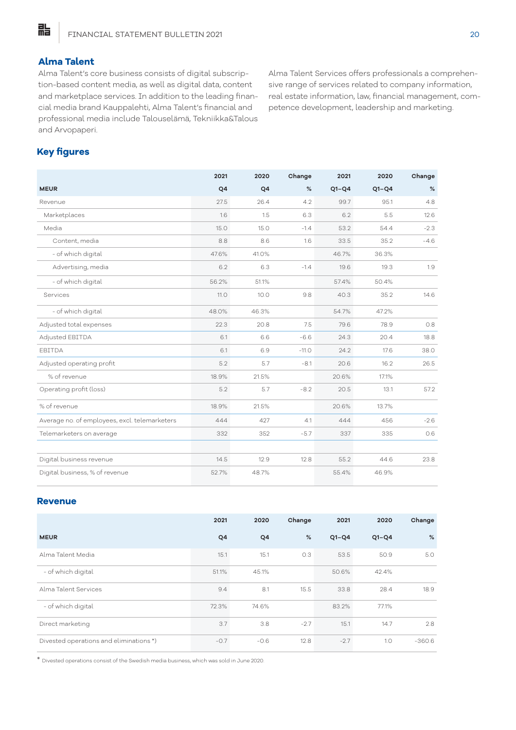## Alma Talent

Alma Talent's core business consists of digital subscription-based content media, as well as digital data, content and marketplace services. In addition to the leading financial media brand Kauppalehti, Alma Talent's financial and professional media include Talouselämä, Tekniikka&Talous and Arvopaperi.

Alma Talent Services offers professionals a comprehensive range of services related to company information, real estate information, law, financial management, competence development, leadership and marketing.

### Key figures

| MEUR | 2021 Q4 | 2020 Q4 | Change % | 2021 Q1–Q4 | 2020 Q1–Q4 | Change % |
|---|---|---|---|---|---|---|
| Revenue | 27.5 | 26.4 | 4.2 | 99.7 | 95.1 | 4.8 |
| Marketplaces | 1.6 | 1.5 | 6.3 | 6.2 | 5.5 | 12.6 |
| Media | 15.0 | 15.0 | -1.4 | 53.2 | 54.4 | -2.3 |
| Content, media | 8.8 | 8.6 | 1.6 | 33.5 | 35.2 | -4.6 |
| - of which digital | 47.6% | 41.0% | | 46.7% | 36.3% | |
| Advertising, media | 6.2 | 6.3 | -1.4 | 19.6 | 19.3 | 1.9 |
| - of which digital | 56.2% | 51.1% | | 57.4% | 50.4% | |
| Services | 11.0 | 10.0 | 9.8 | 40.3 | 35.2 | 14.6 |
| - of which digital | 48.0% | 46.3% | | 54.7% | 47.2% | |
| Adjusted total expenses | 22.3 | 20.8 | 7.5 | 79.6 | 78.9 | 0.8 |
| Adjusted EBITDA | 6.1 | 6.6 | -6.6 | 24.3 | 20.4 | 18.8 |
| EBITDA | 6.1 | 6.9 | -11.0 | 24.2 | 17.6 | 38.0 |
| Adjusted operating profit | 5.2 | 5.7 | -8.1 | 20.6 | 16.2 | 26.5 |
| % of revenue | 18.9% | 21.5% | | 20.6% | 17.1% | |
| Operating profit (loss) | 5.2 | 5.7 | -8.2 | 20.5 | 13.1 | 57.2 |
| % of revenue | 18.9% | 21.5% | | 20.6% | 13.7% | |
| Average no. of employees, excl. telemarketers | 444 | 427 | 4.1 | 444 | 456 | -2.6 |
| Telemarketers on average | 332 | 352 | -5.7 | 337 | 335 | 0.6 |
| | | | | | | |
| Digital business revenue | 14.5 | 12.9 | 12.8 | 55.2 | 44.6 | 23.8 |
| Digital business, % of revenue | 52.7% | 48.7% | | 55.4% | 46.9% | |

### Revenue

| MEUR | 2021 Q4 | 2020 Q4 | Change % | 2021 Q1–Q4 | 2020 Q1–Q4 | Change % |
|---|---|---|---|---|---|---|
| Alma Talent Media | 15.1 | 15.1 | 0.3 | 53.5 | 50.9 | 5.0 |
| - of which digital | 51.1% | 45.1% | | 50.6% | 42.4% | |
| Alma Talent Services | 9.4 | 8.1 | 15.5 | 33.8 | 28.4 | 18.9 |
| - of which digital | 72.3% | 74.6% | | 83.2% | 77.1% | |
| Direct marketing | 3.7 | 3.8 | -2.7 | 15.1 | 14.7 | 2.8 |
| Divested operations and eliminations *) | -0.7 | -0.6 | 12.8 | -2.7 | 1.0 | -360.6 |

* Divested operations consist of the Swedish media business, which was sold in June 2020.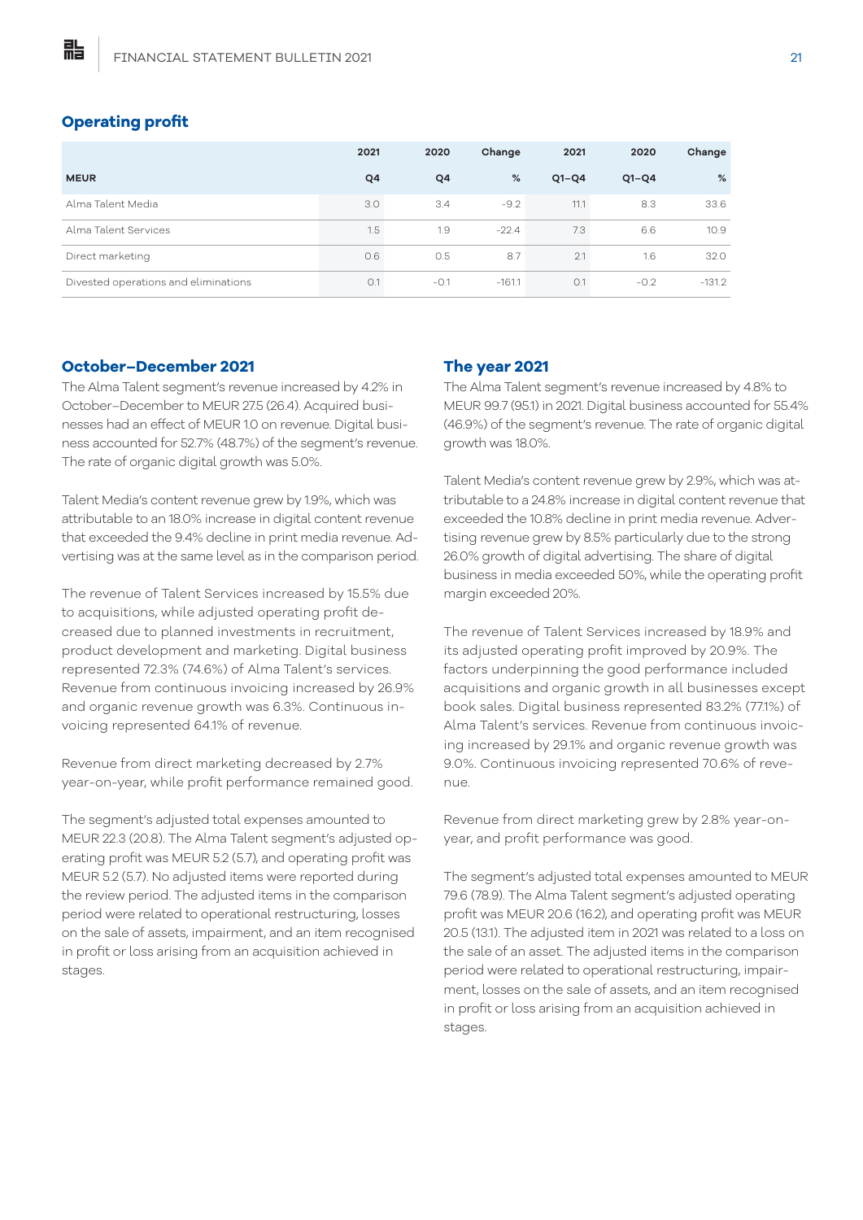## Operating profit

| MEUR | 2021 Q4 | 2020 Q4 | Change % | 2021 Q1–Q4 | 2020 Q1–Q4 | Change % |
|---|---|---|---|---|---|---|
| Alma Talent Media | 3.0 | 3.4 | -9.2 | 11.1 | 8.3 | 33.6 |
| Alma Talent Services | 1.5 | 1.9 | -22.4 | 7.3 | 6.6 | 10.9 |
| Direct marketing | 0.6 | 0.5 | 8.7 | 2.1 | 1.6 | 32.0 |
| Divested operations and eliminations | 0.1 | -0.1 | -161.1 | 0.1 | -0.2 | -131.2 |

## October–December 2021

The Alma Talent segment's revenue increased by 4.2% in October–December to MEUR 27.5 (26.4). Acquired businesses had an effect of MEUR 1.0 on revenue. Digital business accounted for 52.7% (48.7%) of the segment's revenue. The rate of organic digital growth was 5.0%.

Talent Media's content revenue grew by 1.9%, which was attributable to an 18.0% increase in digital content revenue that exceeded the 9.4% decline in print media revenue. Advertising was at the same level as in the comparison period.

The revenue of Talent Services increased by 15.5% due to acquisitions, while adjusted operating profit decreased due to planned investments in recruitment, product development and marketing. Digital business represented 72.3% (74.6%) of Alma Talent's services. Revenue from continuous invoicing increased by 26.9% and organic revenue growth was 6.3%. Continuous invoicing represented 64.1% of revenue.

Revenue from direct marketing decreased by 2.7% year-on-year, while profit performance remained good.

The segment's adjusted total expenses amounted to MEUR 22.3 (20.8). The Alma Talent segment's adjusted operating profit was MEUR 5.2 (5.7), and operating profit was MEUR 5.2 (5.7). No adjusted items were reported during the review period. The adjusted items in the comparison period were related to operational restructuring, losses on the sale of assets, impairment, and an item recognised in profit or loss arising from an acquisition achieved in stages.

## The year 2021

The Alma Talent segment's revenue increased by 4.8% to MEUR 99.7 (95.1) in 2021. Digital business accounted for 55.4% (46.9%) of the segment's revenue. The rate of organic digital growth was 18.0%.

Talent Media's content revenue grew by 2.9%, which was attributable to a 24.8% increase in digital content revenue that exceeded the 10.8% decline in print media revenue. Advertising revenue grew by 8.5% particularly due to the strong 26.0% growth of digital advertising. The share of digital business in media exceeded 50%, while the operating profit margin exceeded 20%.

The revenue of Talent Services increased by 18.9% and its adjusted operating profit improved by 20.9%. The factors underpinning the good performance included acquisitions and organic growth in all businesses except book sales. Digital business represented 83.2% (77.1%) of Alma Talent's services. Revenue from continuous invoicing increased by 29.1% and organic revenue growth was 9.0%. Continuous invoicing represented 70.6% of revenue.

Revenue from direct marketing grew by 2.8% year-on-year, and profit performance was good.

The segment's adjusted total expenses amounted to MEUR 79.6 (78.9). The Alma Talent segment's adjusted operating profit was MEUR 20.6 (16.2), and operating profit was MEUR 20.5 (13.1). The adjusted item in 2021 was related to a loss on the sale of an asset. The adjusted items in the comparison period were related to operational restructuring, impairment, losses on the sale of assets, and an item recognised in profit or loss arising from an acquisition achieved in stages.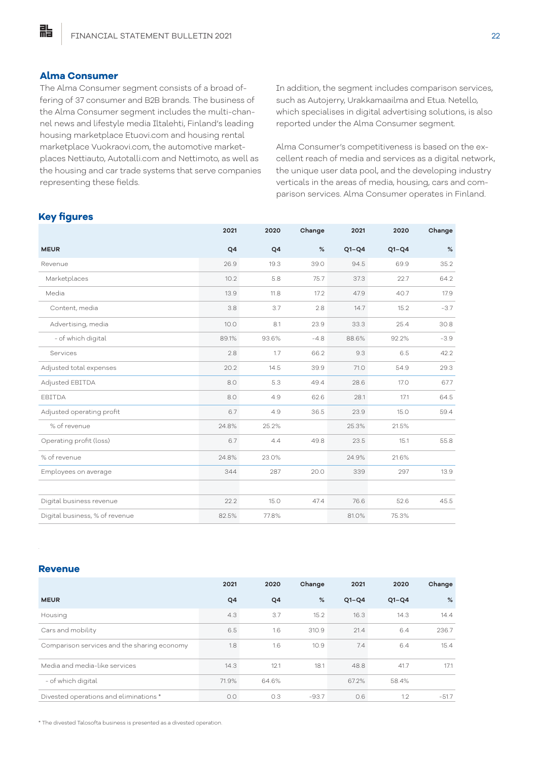## Alma Consumer

The Alma Consumer segment consists of a broad offering of 37 consumer and B2B brands. The business of the Alma Consumer segment includes the multi-channel news and lifestyle media Iltalehti, Finland's leading housing marketplace Etuovi.com and housing rental marketplace Vuokraovi.com, the automotive marketplaces Nettiauto, Autotalli.com and Nettimoto, as well as the housing and car trade systems that serve companies representing these fields.

In addition, the segment includes comparison services, such as Autojerry, Urakkamaailma and Etua. Netello, which specialises in digital advertising solutions, is also reported under the Alma Consumer segment.

Alma Consumer's competitiveness is based on the excellent reach of media and services as a digital network, the unique user data pool, and the developing industry verticals in the areas of media, housing, cars and comparison services. Alma Consumer operates in Finland.

### Key figures

| | 2021 | 2020 | Change | 2021 | 2020 | Change |
|---|---|---|---|---|---|---|
| MEUR | Q4 | Q4 | % | Q1–Q4 | Q1–Q4 | % |
| Revenue | 26.9 | 19.3 | 39.0 | 94.5 | 69.9 | 35.2 |
| Marketplaces | 10.2 | 5.8 | 75.7 | 37.3 | 22.7 | 64.2 |
| Media | 13.9 | 11.8 | 17.2 | 47.9 | 40.7 | 17.9 |
| Content, media | 3.8 | 3.7 | 2.8 | 14.7 | 15.2 | -3.7 |
| Advertising, media | 10.0 | 8.1 | 23.9 | 33.3 | 25.4 | 30.8 |
| - of which digital | 89.1% | 93.6% | -4.8 | 88.6% | 92.2% | -3.9 |
| Services | 2.8 | 1.7 | 66.2 | 9.3 | 6.5 | 42.2 |
| Adjusted total expenses | 20.2 | 14.5 | 39.9 | 71.0 | 54.9 | 29.3 |
| Adjusted EBITDA | 8.0 | 5.3 | 49.4 | 28.6 | 17.0 | 67.7 |
| EBITDA | 8.0 | 4.9 | 62.6 | 28.1 | 17.1 | 64.5 |
| Adjusted operating profit | 6.7 | 4.9 | 36.5 | 23.9 | 15.0 | 59.4 |
| % of revenue | 24.8% | 25.2% | | 25.3% | 21.5% | |
| Operating profit (loss) | 6.7 | 4.4 | 49.8 | 23.5 | 15.1 | 55.8 |
| % of revenue | 24.8% | 23.0% | | 24.9% | 21.6% | |
| Employees on average | 344 | 287 | 20.0 | 339 | 297 | 13.9 |
| | | | | | | |
| Digital business revenue | 22.2 | 15.0 | 47.4 | 76.6 | 52.6 | 45.5 |
| Digital business, % of revenue | 82.5% | 77.8% | | 81.0% | 75.3% | |

### Revenue

| | 2021 | 2020 | Change | 2021 | 2020 | Change |
|---|---|---|---|---|---|---|
| MEUR | Q4 | Q4 | % | Q1–Q4 | Q1–Q4 | % |
| Housing | 4.3 | 3.7 | 15.2 | 16.3 | 14.3 | 14.4 |
| Cars and mobility | 6.5 | 1.6 | 310.9 | 21.4 | 6.4 | 236.7 |
| Comparison services and the sharing economy | 1.8 | 1.6 | 10.9 | 7.4 | 6.4 | 15.4 |
| Media and media-like services | 14.3 | 12.1 | 18.1 | 48.8 | 41.7 | 17.1 |
| - of which digital | 71.9% | 64.6% | | 67.2% | 58.4% | |
| Divested operations and eliminations * | 0.0 | 0.3 | -93.7 | 0.6 | 1.2 | -51.7 |

* The divested Talosofta business is presented as a divested operation.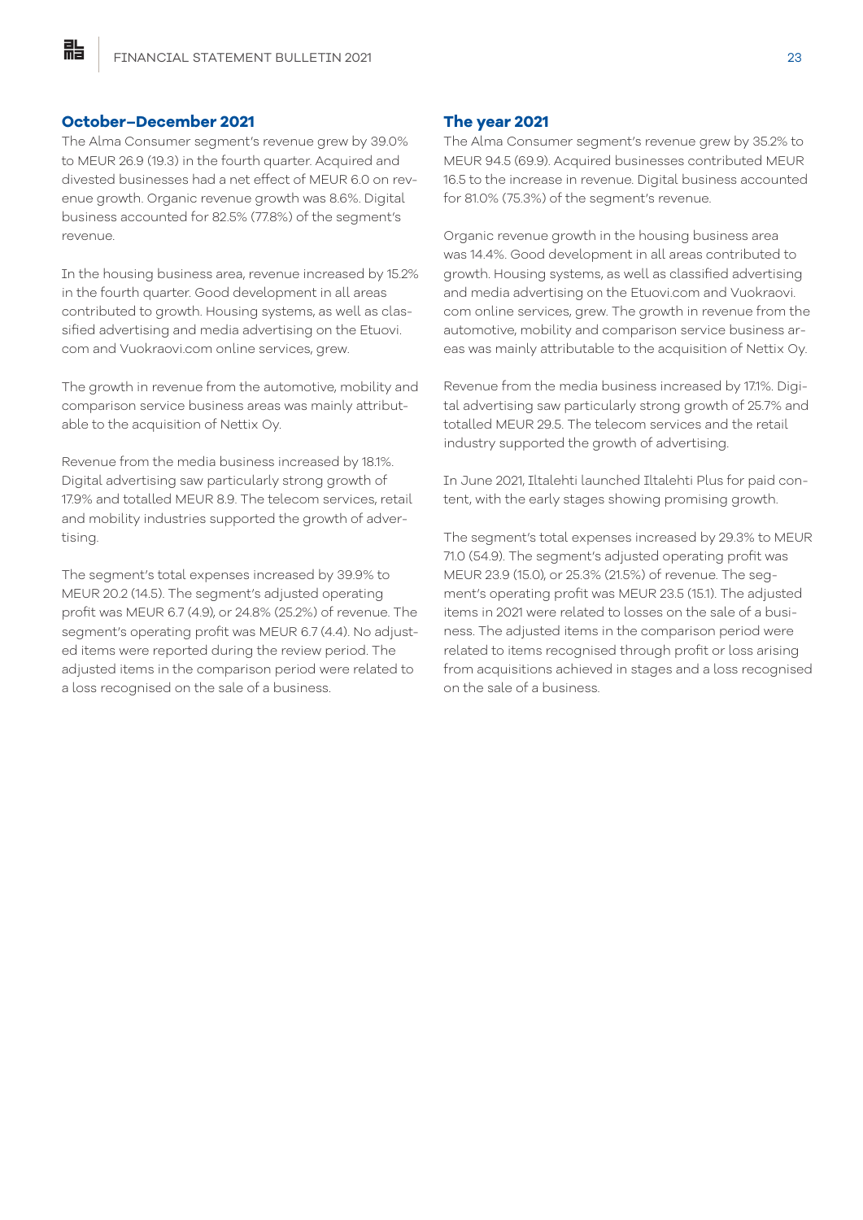## October–December 2021

The Alma Consumer segment's revenue grew by 39.0% to MEUR 26.9 (19.3) in the fourth quarter. Acquired and divested businesses had a net effect of MEUR 6.0 on revenue growth. Organic revenue growth was 8.6%. Digital business accounted for 82.5% (77.8%) of the segment's revenue.

In the housing business area, revenue increased by 15.2% in the fourth quarter. Good development in all areas contributed to growth. Housing systems, as well as classified advertising and media advertising on the Etuovi.com and Vuokraovi.com online services, grew.

The growth in revenue from the automotive, mobility and comparison service business areas was mainly attributable to the acquisition of Nettix Oy.

Revenue from the media business increased by 18.1%. Digital advertising saw particularly strong growth of 17.9% and totalled MEUR 8.9. The telecom services, retail and mobility industries supported the growth of advertising.

The segment's total expenses increased by 39.9% to MEUR 20.2 (14.5). The segment's adjusted operating profit was MEUR 6.7 (4.9), or 24.8% (25.2%) of revenue. The segment's operating profit was MEUR 6.7 (4.4). No adjusted items were reported during the review period. The adjusted items in the comparison period were related to a loss recognised on the sale of a business.

## The year 2021

The Alma Consumer segment's revenue grew by 35.2% to MEUR 94.5 (69.9). Acquired businesses contributed MEUR 16.5 to the increase in revenue. Digital business accounted for 81.0% (75.3%) of the segment's revenue.

Organic revenue growth in the housing business area was 14.4%. Good development in all areas contributed to growth. Housing systems, as well as classified advertising and media advertising on the Etuovi.com and Vuokraovi.com online services, grew. The growth in revenue from the automotive, mobility and comparison service business areas was mainly attributable to the acquisition of Nettix Oy.

Revenue from the media business increased by 17.1%. Digital advertising saw particularly strong growth of 25.7% and totalled MEUR 29.5. The telecom services and the retail industry supported the growth of advertising.

In June 2021, Iltalehti launched Iltalehti Plus for paid content, with the early stages showing promising growth.

The segment's total expenses increased by 29.3% to MEUR 71.0 (54.9). The segment's adjusted operating profit was MEUR 23.9 (15.0), or 25.3% (21.5%) of revenue. The segment's operating profit was MEUR 23.5 (15.1). The adjusted items in 2021 were related to losses on the sale of a business. The adjusted items in the comparison period were related to items recognised through profit or loss arising from acquisitions achieved in stages and a loss recognised on the sale of a business.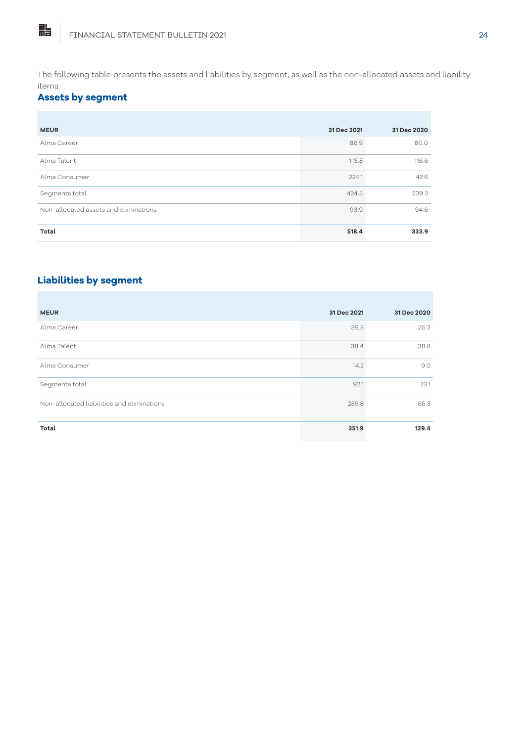The following table presents the assets and liabilities by segment, as well as the non-allocated assets and liability items:

### Assets by segment

| MEUR | 31 Dec 2021 | 31 Dec 2020 |
|---|---|---|
| Alma Career | 86.9 | 80.0 |
| Alma Talent | 113.5 | 116.6 |
| Alma Consumer | 224.1 | 42.6 |
| Segments total | 424.5 | 239.3 |
| Non-allocated assets and eliminations | 93.9 | 94.6 |
| **Total** | **518.4** | **333.9** |

### Liabilities by segment

| MEUR | 31 Dec 2021 | 31 Dec 2020 |
|---|---|---|
| Alma Career | 39.5 | 25.3 |
| Alma Talent | 38.4 | 38.8 |
| Alma Consumer | 14.2 | 9.0 |
| Segments total | 92.1 | 73.1 |
| Non-allocated liabilities and eliminations | 259.8 | 56.3 |
| **Total** | **351.9** | **129.4** |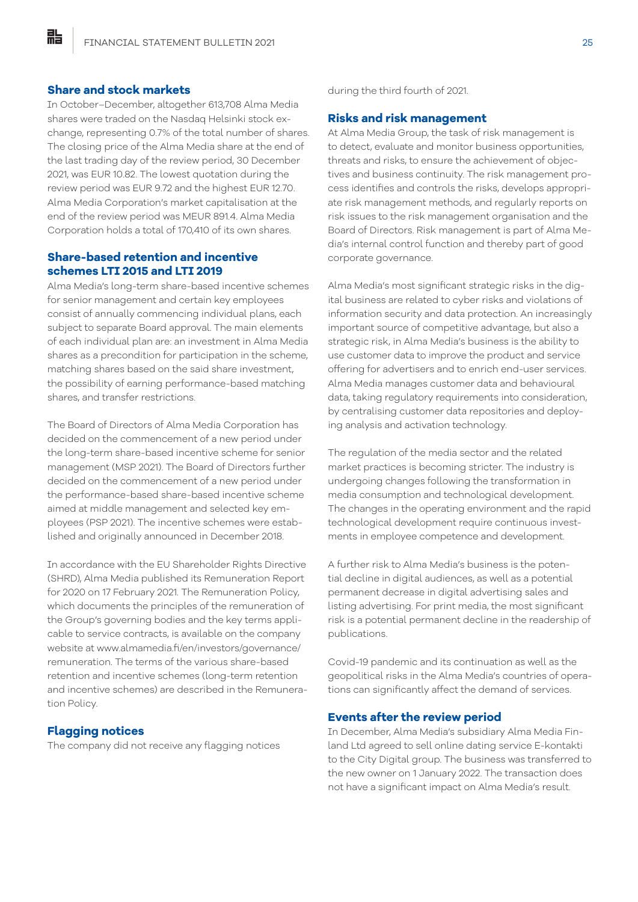## Share and stock markets

In October–December, altogether 613,708 Alma Media shares were traded on the Nasdaq Helsinki stock exchange, representing 0.7% of the total number of shares. The closing price of the Alma Media share at the end of the last trading day of the review period, 30 December 2021, was EUR 10.82. The lowest quotation during the review period was EUR 9.72 and the highest EUR 12.70. Alma Media Corporation's market capitalisation at the end of the review period was MEUR 891.4. Alma Media Corporation holds a total of 170,410 of its own shares.

## Share-based retention and incentive schemes LTI 2015 and LTI 2019

Alma Media's long-term share-based incentive schemes for senior management and certain key employees consist of annually commencing individual plans, each subject to separate Board approval. The main elements of each individual plan are: an investment in Alma Media shares as a precondition for participation in the scheme, matching shares based on the said share investment, the possibility of earning performance-based matching shares, and transfer restrictions.

The Board of Directors of Alma Media Corporation has decided on the commencement of a new period under the long-term share-based incentive scheme for senior management (MSP 2021). The Board of Directors further decided on the commencement of a new period under the performance-based share-based incentive scheme aimed at middle management and selected key employees (PSP 2021). The incentive schemes were established and originally announced in December 2018.

In accordance with the EU Shareholder Rights Directive (SHRD), Alma Media published its Remuneration Report for 2020 on 17 February 2021. The Remuneration Policy, which documents the principles of the remuneration of the Group's governing bodies and the key terms applicable to service contracts, is available on the company website at www.almamedia.fi/en/investors/governance/remuneration. The terms of the various share-based retention and incentive schemes (long-term retention and incentive schemes) are described in the Remuneration Policy.

## Flagging notices

The company did not receive any flagging notices during the third fourth of 2021.

## Risks and risk management

At Alma Media Group, the task of risk management is to detect, evaluate and monitor business opportunities, threats and risks, to ensure the achievement of objectives and business continuity. The risk management process identifies and controls the risks, develops appropriate risk management methods, and regularly reports on risk issues to the risk management organisation and the Board of Directors. Risk management is part of Alma Media's internal control function and thereby part of good corporate governance.

Alma Media's most significant strategic risks in the digital business are related to cyber risks and violations of information security and data protection. An increasingly important source of competitive advantage, but also a strategic risk, in Alma Media's business is the ability to use customer data to improve the product and service offering for advertisers and to enrich end-user services. Alma Media manages customer data and behavioural data, taking regulatory requirements into consideration, by centralising customer data repositories and deploying analysis and activation technology.

The regulation of the media sector and the related market practices is becoming stricter. The industry is undergoing changes following the transformation in media consumption and technological development. The changes in the operating environment and the rapid technological development require continuous investments in employee competence and development.

A further risk to Alma Media's business is the potential decline in digital audiences, as well as a potential permanent decrease in digital advertising sales and listing advertising. For print media, the most significant risk is a potential permanent decline in the readership of publications.

Covid-19 pandemic and its continuation as well as the geopolitical risks in the Alma Media's countries of operations can significantly affect the demand of services.

## Events after the review period

In December, Alma Media's subsidiary Alma Media Finland Ltd agreed to sell online dating service E-kontakti to the City Digital group. The business was transferred to the new owner on 1 January 2022. The transaction does not have a significant impact on Alma Media's result.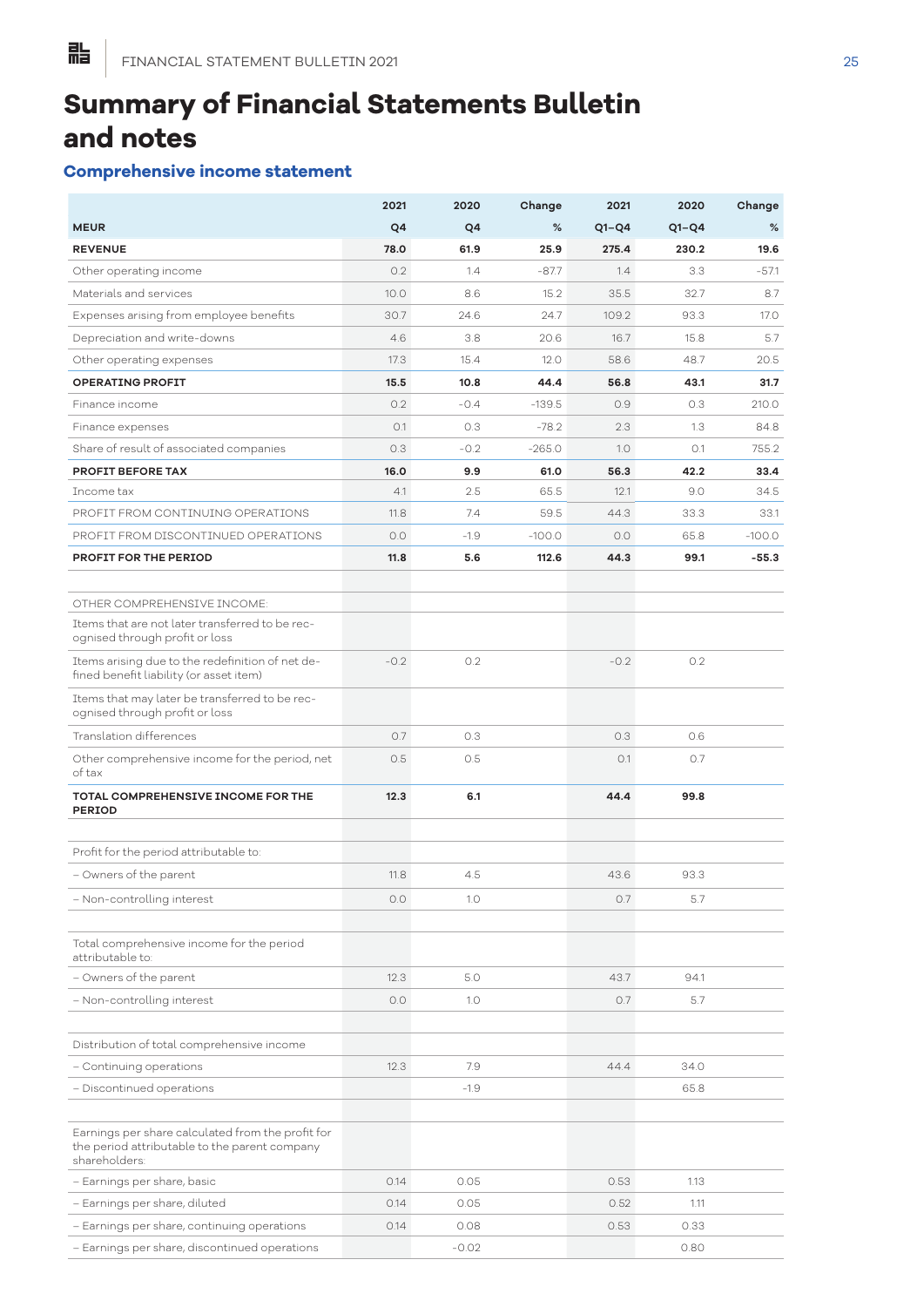# Summary of Financial Statements Bulletin and notes

## Comprehensive income statement

| MEUR | 2021 Q4 | 2020 Q4 | Change % | 2021 Q1–Q4 | 2020 Q1–Q4 | Change % |
|---|---|---|---|---|---|---|
| **REVENUE** | **78.0** | **61.9** | **25.9** | **275.4** | **230.2** | **19.6** |
| Other operating income | 0.2 | 1.4 | -87.7 | 1.4 | 3.3 | -57.1 |
| Materials and services | 10.0 | 8.6 | 15.2 | 35.5 | 32.7 | 8.7 |
| Expenses arising from employee benefits | 30.7 | 24.6 | 24.7 | 109.2 | 93.3 | 17.0 |
| Depreciation and write-downs | 4.6 | 3.8 | 20.6 | 16.7 | 15.8 | 5.7 |
| Other operating expenses | 17.3 | 15.4 | 12.0 | 58.6 | 48.7 | 20.5 |
| **OPERATING PROFIT** | **15.5** | **10.8** | **44.4** | **56.8** | **43.1** | **31.7** |
| Finance income | 0.2 | -0.4 | -139.5 | 0.9 | 0.3 | 210.0 |
| Finance expenses | 0.1 | 0.3 | -78.2 | 2.3 | 1.3 | 84.8 |
| Share of result of associated companies | 0.3 | -0.2 | -265.0 | 1.0 | 0.1 | 755.2 |
| **PROFIT BEFORE TAX** | **16.0** | **9.9** | **61.0** | **56.3** | **42.2** | **33.4** |
| Income tax | 4.1 | 2.5 | 65.5 | 12.1 | 9.0 | 34.5 |
| PROFIT FROM CONTINUING OPERATIONS | 11.8 | 7.4 | 59.5 | 44.3 | 33.3 | 33.1 |
| PROFIT FROM DISCONTINUED OPERATIONS | 0.0 | -1.9 | -100.0 | 0.0 | 65.8 | -100.0 |
| **PROFIT FOR THE PERIOD** | **11.8** | **5.6** | **112.6** | **44.3** | **99.1** | **-55.3** |
| | | | | | | |
| OTHER COMPREHENSIVE INCOME: | | | | | | |
| Items that are not later transferred to be recognised through profit or loss | | | | | | |
| Items arising due to the redefinition of net defined benefit liability (or asset item) | -0.2 | 0.2 | | -0.2 | 0.2 | |
| Items that may later be transferred to be recognised through profit or loss | | | | | | |
| Translation differences | 0.7 | 0.3 | | 0.3 | 0.6 | |
| Other comprehensive income for the period, net of tax | 0.5 | 0.5 | | 0.1 | 0.7 | |
| **TOTAL COMPREHENSIVE INCOME FOR THE PERIOD** | **12.3** | **6.1** | | **44.4** | **99.8** | |
| | | | | | | |
| Profit for the period attributable to: | | | | | | |
| – Owners of the parent | 11.8 | 4.5 | | 43.6 | 93.3 | |
| – Non-controlling interest | 0.0 | 1.0 | | 0.7 | 5.7 | |
| | | | | | | |
| Total comprehensive income for the period attributable to: | | | | | | |
| – Owners of the parent | 12.3 | 5.0 | | 43.7 | 94.1 | |
| – Non-controlling interest | 0.0 | 1.0 | | 0.7 | 5.7 | |
| | | | | | | |
| Distribution of total comprehensive income | | | | | | |
| – Continuing operations | 12.3 | 7.9 | | 44.4 | 34.0 | |
| – Discontinued operations | | -1.9 | | | 65.8 | |
| | | | | | | |
| Earnings per share calculated from the profit for the period attributable to the parent company shareholders: | | | | | | |
| – Earnings per share, basic | 0.14 | 0.05 | | 0.53 | 1.13 | |
| – Earnings per share, diluted | 0.14 | 0.05 | | 0.52 | 1.11 | |
| – Earnings per share, continuing operations | 0.14 | 0.08 | | 0.53 | 0.33 | |
| – Earnings per share, discontinued operations | | -0.02 | | | 0.80 | |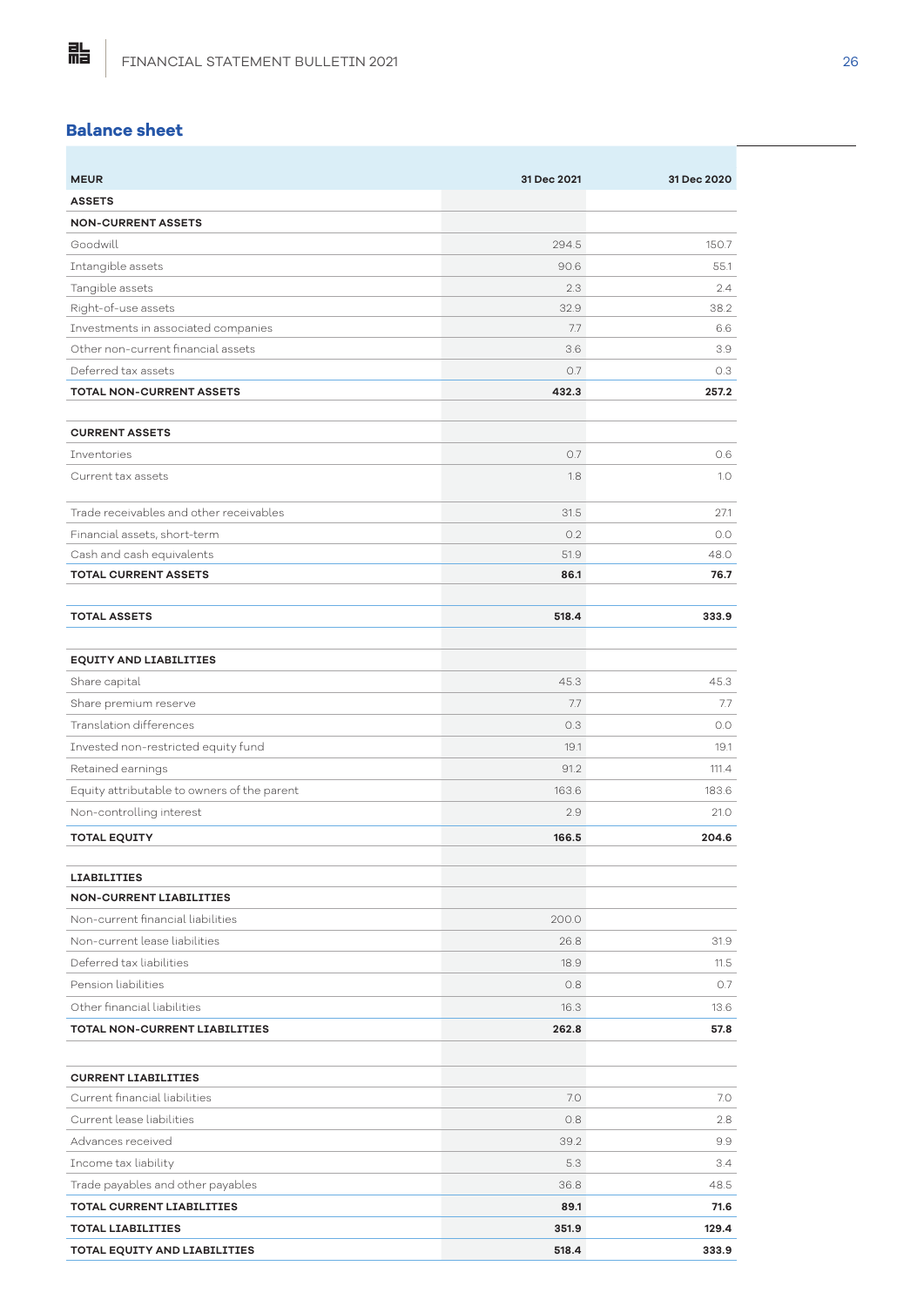## Balance sheet

| MEUR | 31 Dec 2021 | 31 Dec 2020 |
|---|---|---|
| **ASSETS** | | |
| **NON-CURRENT ASSETS** | | |
| Goodwill | 294.5 | 150.7 |
| Intangible assets | 90.6 | 55.1 |
| Tangible assets | 2.3 | 2.4 |
| Right-of-use assets | 32.9 | 38.2 |
| Investments in associated companies | 7.7 | 6.6 |
| Other non-current financial assets | 3.6 | 3.9 |
| Deferred tax assets | 0.7 | 0.3 |
| **TOTAL NON-CURRENT ASSETS** | **432.3** | **257.2** |
| | | |
| **CURRENT ASSETS** | | |
| Inventories | 0.7 | 0.6 |
| Current tax assets | 1.8 | 1.0 |
| Trade receivables and other receivables | 31.5 | 27.1 |
| Financial assets, short-term | 0.2 | 0.0 |
| Cash and cash equivalents | 51.9 | 48.0 |
| **TOTAL CURRENT ASSETS** | **86.1** | **76.7** |
| | | |
| **TOTAL ASSETS** | **518.4** | **333.9** |
| | | |
| **EQUITY AND LIABILITIES** | | |
| Share capital | 45.3 | 45.3 |
| Share premium reserve | 7.7 | 7.7 |
| Translation differences | 0.3 | 0.0 |
| Invested non-restricted equity fund | 19.1 | 19.1 |
| Retained earnings | 91.2 | 111.4 |
| Equity attributable to owners of the parent | 163.6 | 183.6 |
| Non-controlling interest | 2.9 | 21.0 |
| **TOTAL EQUITY** | **166.5** | **204.6** |
| | | |
| **LIABILITIES** | | |
| **NON-CURRENT LIABILITIES** | | |
| Non-current financial liabilities | 200.0 | |
| Non-current lease liabilities | 26.8 | 31.9 |
| Deferred tax liabilities | 18.9 | 11.5 |
| Pension liabilities | 0.8 | 0.7 |
| Other financial liabilities | 16.3 | 13.6 |
| **TOTAL NON-CURRENT LIABILITIES** | **262.8** | **57.8** |
| | | |
| **CURRENT LIABILITIES** | | |
| Current financial liabilities | 7.0 | 7.0 |
| Current lease liabilities | 0.8 | 2.8 |
| Advances received | 39.2 | 9.9 |
| Income tax liability | 5.3 | 3.4 |
| Trade payables and other payables | 36.8 | 48.5 |
| **TOTAL CURRENT LIABILITIES** | **89.1** | **71.6** |
| **TOTAL LIABILITIES** | **351.9** | **129.4** |
| **TOTAL EQUITY AND LIABILITIES** | **518.4** | **333.9** |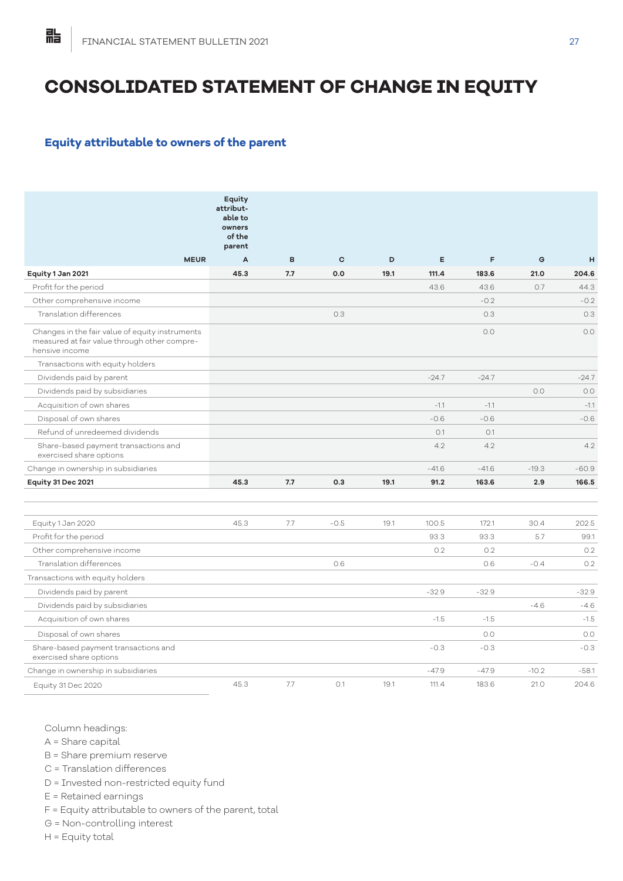# CONSOLIDATED STATEMENT OF CHANGE IN EQUITY

## Equity attributable to owners of the parent

| MEUR | A | B | C | D | E | F | G | H |
|---|---|---|---|---|---|---|---|---|
| **Equity 1 Jan 2021** | **45.3** | **7.7** | **0.0** | **19.1** | **111.4** | **183.6** | **21.0** | **204.6** |
| Profit for the period | | | | | 43.6 | 43.6 | 0.7 | 44.3 |
| Other comprehensive income | | | | | | -0.2 | | -0.2 |
| Translation differences | | | 0.3 | | | 0.3 | | 0.3 |
| Changes in the fair value of equity instruments measured at fair value through other comprehensive income | | | | | | 0.0 | | 0.0 |
| Transactions with equity holders | | | | | | | | |
| Dividends paid by parent | | | | | -24.7 | -24.7 | | -24.7 |
| Dividends paid by subsidiaries | | | | | | | 0.0 | 0.0 |
| Acquisition of own shares | | | | | -1.1 | -1.1 | | -1.1 |
| Disposal of own shares | | | | | -0.6 | -0.6 | | -0.6 |
| Refund of unredeemed dividends | | | | | 0.1 | 0.1 | | |
| Share-based payment transactions and exercised share options | | | | | 4.2 | 4.2 | | 4.2 |
| Change in ownership in subsidiaries | | | | | -41.6 | -41.6 | -19.3 | -60.9 |
| **Equity 31 Dec 2021** | **45.3** | **7.7** | **0.3** | **19.1** | **91.2** | **163.6** | **2.9** | **166.5** |
| | | | | | | | | |
| Equity 1 Jan 2020 | 45.3 | 7.7 | -0.5 | 19.1 | 100.5 | 172.1 | 30.4 | 202.5 |
| Profit for the period | | | | | 93.3 | 93.3 | 5.7 | 99.1 |
| Other comprehensive income | | | | | 0.2 | 0.2 | | 0.2 |
| Translation differences | | | 0.6 | | | 0.6 | -0.4 | 0.2 |
| Transactions with equity holders | | | | | | | | |
| Dividends paid by parent | | | | | -32.9 | -32.9 | | -32.9 |
| Dividends paid by subsidiaries | | | | | | | -4.6 | -4.6 |
| Acquisition of own shares | | | | | -1.5 | -1.5 | | -1.5 |
| Disposal of own shares | | | | | | 0.0 | | 0.0 |
| Share-based payment transactions and exercised share options | | | | | -0.3 | -0.3 | | -0.3 |
| Change in ownership in subsidiaries | | | | | -47.9 | -47.9 | -10.2 | -58.1 |
| Equity 31 Dec 2020 | 45.3 | 7.7 | 0.1 | 19.1 | 111.4 | 183.6 | 21.0 | 204.6 |

Column headings:
A = Share capital
B = Share premium reserve
C = Translation differences
D = Invested non-restricted equity fund
E = Retained earnings
F = Equity attributable to owners of the parent, total
G = Non-controlling interest
H = Equity total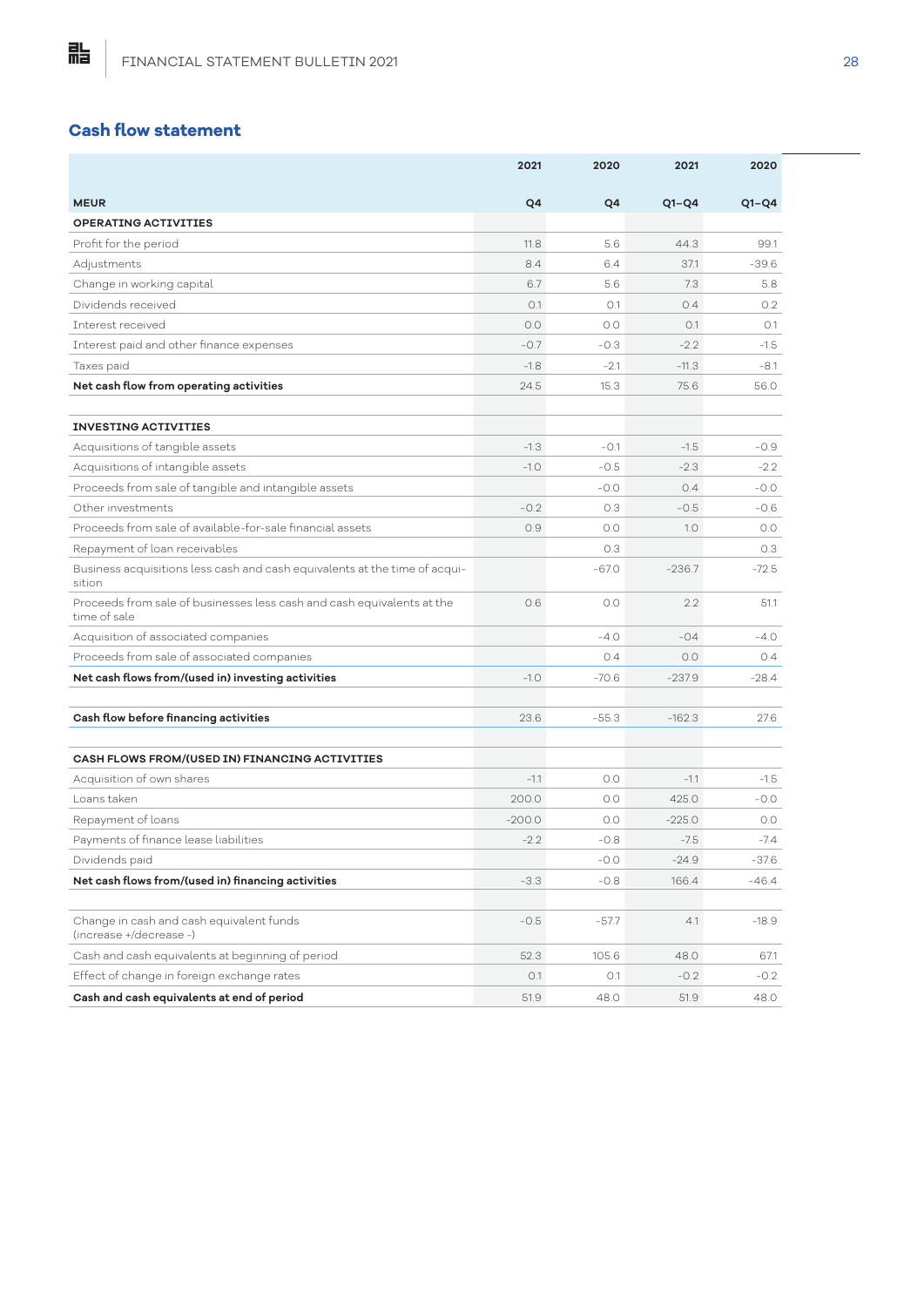## Cash flow statement

| MEUR | 2021 Q4 | 2020 Q4 | 2021 Q1–Q4 | 2020 Q1–Q4 |
|---|---|---|---|---|
| **OPERATING ACTIVITIES** | | | | |
| Profit for the period | 11.8 | 5.6 | 44.3 | 99.1 |
| Adjustments | 8.4 | 6.4 | 37.1 | -39.6 |
| Change in working capital | 6.7 | 5.6 | 7.3 | 5.8 |
| Dividends received | 0.1 | 0.1 | 0.4 | 0.2 |
| Interest received | 0.0 | 0.0 | 0.1 | 0.1 |
| Interest paid and other finance expenses | -0.7 | -0.3 | -2.2 | -1.5 |
| Taxes paid | -1.8 | -2.1 | -11.3 | -8.1 |
| **Net cash flow from operating activities** | 24.5 | 15.3 | 75.6 | 56.0 |
| | | | | |
| **INVESTING ACTIVITIES** | | | | |
| Acquisitions of tangible assets | -1.3 | -0.1 | -1.5 | -0.9 |
| Acquisitions of intangible assets | -1.0 | -0.5 | -2.3 | -2.2 |
| Proceeds from sale of tangible and intangible assets | | -0.0 | 0.4 | -0.0 |
| Other investments | -0.2 | 0.3 | -0.5 | -0.6 |
| Proceeds from sale of available-for-sale financial assets | 0.9 | 0.0 | 1.0 | 0.0 |
| Repayment of loan receivables | | 0.3 | | 0.3 |
| Business acquisitions less cash and cash equivalents at the time of acquisition | | -67.0 | -236.7 | -72.5 |
| Proceeds from sale of businesses less cash and cash equivalents at the time of sale | 0.6 | 0.0 | 2.2 | 51.1 |
| Acquisition of associated companies | | -4.0 | -04 | -4.0 |
| Proceeds from sale of associated companies | | 0.4 | 0.0 | 0.4 |
| **Net cash flows from/(used in) investing activities** | -1.0 | -70.6 | -237.9 | -28.4 |
| | | | | |
| **Cash flow before financing activities** | 23.6 | -55.3 | -162.3 | 27.6 |
| | | | | |
| **CASH FLOWS FROM/(USED IN) FINANCING ACTIVITIES** | | | | |
| Acquisition of own shares | -1.1 | 0.0 | -1.1 | -1.5 |
| Loans taken | 200.0 | 0.0 | 425.0 | -0.0 |
| Repayment of loans | -200.0 | 0.0 | -225.0 | 0.0 |
| Payments of finance lease liabilities | -2.2 | -0.8 | -7.5 | -7.4 |
| Dividends paid | | -0.0 | -24.9 | -37.6 |
| **Net cash flows from/(used in) financing activities** | -3.3 | -0.8 | 166.4 | -46.4 |
| | | | | |
| Change in cash and cash equivalent funds (increase +/decrease -) | -0.5 | -57.7 | 4.1 | -18.9 |
| Cash and cash equivalents at beginning of period | 52.3 | 105.6 | 48.0 | 67.1 |
| Effect of change in foreign exchange rates | 0.1 | 0.1 | -0.2 | -0.2 |
| **Cash and cash equivalents at end of period** | 51.9 | 48.0 | 51.9 | 48.0 |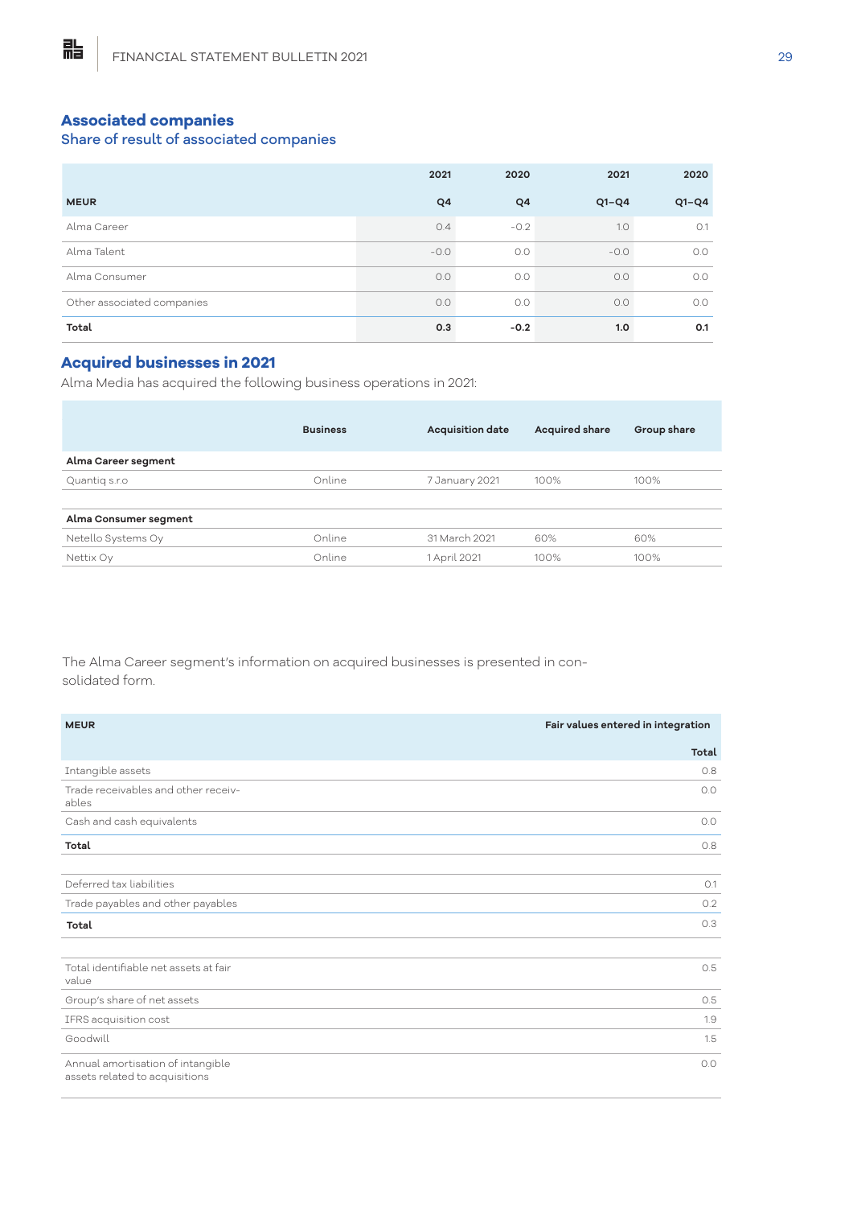## Associated companies

### Share of result of associated companies

| MEUR | 2021 Q4 | 2020 Q4 | 2021 Q1–Q4 | 2020 Q1–Q4 |
|---|---|---|---|---|
| Alma Career | 0.4 | -0.2 | 1.0 | 0.1 |
| Alma Talent | -0.0 | 0.0 | -0.0 | 0.0 |
| Alma Consumer | 0.0 | 0.0 | 0.0 | 0.0 |
| Other associated companies | 0.0 | 0.0 | 0.0 | 0.0 |
| **Total** | **0.3** | **-0.2** | **1.0** | **0.1** |

## Acquired businesses in 2021

Alma Media has acquired the following business operations in 2021:

| | Business | Acquisition date | Acquired share | Group share |
|---|---|---|---|---|
| **Alma Career segment** | | | | |
| Quantiq s.r.o | Online | 7 January 2021 | 100% | 100% |
| **Alma Consumer segment** | | | | |
| Netello Systems Oy | Online | 31 March 2021 | 60% | 60% |
| Nettix Oy | Online | 1 April 2021 | 100% | 100% |

The Alma Career segment's information on acquired businesses is presented in consolidated form.

| MEUR | Fair values entered in integration Total |
|---|---|
| Intangible assets | 0.8 |
| Trade receivables and other receivables | 0.0 |
| Cash and cash equivalents | 0.0 |
| **Total** | 0.8 |
| | |
| Deferred tax liabilities | 0.1 |
| Trade payables and other payables | 0.2 |
| **Total** | 0.3 |
| | |
| Total identifiable net assets at fair value | 0.5 |
| Group's share of net assets | 0.5 |
| IFRS acquisition cost | 1.9 |
| Goodwill | 1.5 |
| Annual amortisation of intangible assets related to acquisitions | 0.0 |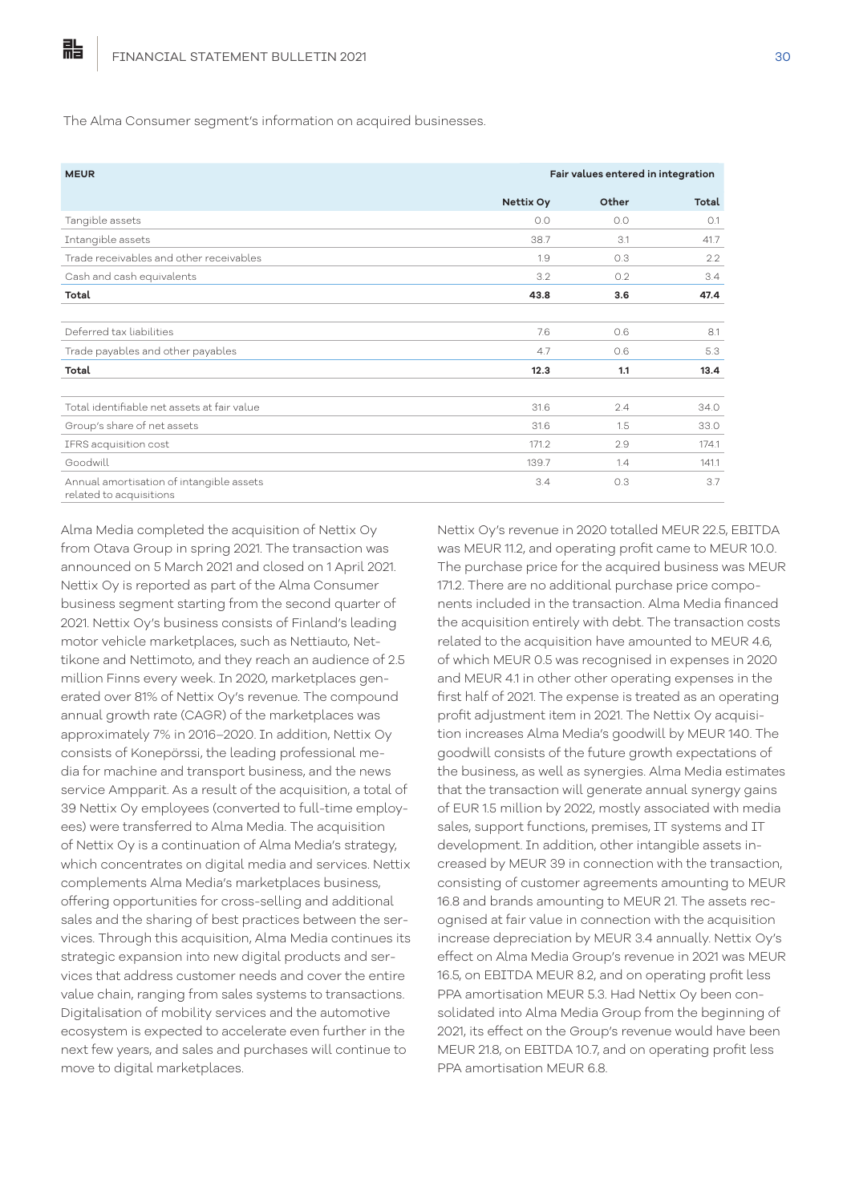The Alma Consumer segment's information on acquired businesses.

| MEUR | Fair values entered in integration | | |
|---|---|---|---|
| | **Nettix Oy** | **Other** | **Total** |
| Tangible assets | 0.0 | 0.0 | 0.1 |
| Intangible assets | 38.7 | 3.1 | 41.7 |
| Trade receivables and other receivables | 1.9 | 0.3 | 2.2 |
| Cash and cash equivalents | 3.2 | 0.2 | 3.4 |
| **Total** | **43.8** | **3.6** | **47.4** |
| | | | |
| Deferred tax liabilities | 7.6 | 0.6 | 8.1 |
| Trade payables and other payables | 4.7 | 0.6 | 5.3 |
| **Total** | **12.3** | **1.1** | **13.4** |
| | | | |
| Total identifiable net assets at fair value | 31.6 | 2.4 | 34.0 |
| Group's share of net assets | 31.6 | 1.5 | 33.0 |
| IFRS acquisition cost | 171.2 | 2.9 | 174.1 |
| Goodwill | 139.7 | 1.4 | 141.1 |
| Annual amortisation of intangible assets related to acquisitions | 3.4 | 0.3 | 3.7 |

Alma Media completed the acquisition of Nettix Oy from Otava Group in spring 2021. The transaction was announced on 5 March 2021 and closed on 1 April 2021. Nettix Oy is reported as part of the Alma Consumer business segment starting from the second quarter of 2021. Nettix Oy's business consists of Finland's leading motor vehicle marketplaces, such as Nettiauto, Nettikone and Nettimoto, and they reach an audience of 2.5 million Finns every week. In 2020, marketplaces generated over 81% of Nettix Oy's revenue. The compound annual growth rate (CAGR) of the marketplaces was approximately 7% in 2016–2020. In addition, Nettix Oy consists of Konepörssi, the leading professional media for machine and transport business, and the news service Ampparit. As a result of the acquisition, a total of 39 Nettix Oy employees (converted to full-time employees) were transferred to Alma Media. The acquisition of Nettix Oy is a continuation of Alma Media's strategy, which concentrates on digital media and services. Nettix complements Alma Media's marketplaces business, offering opportunities for cross-selling and additional sales and the sharing of best practices between the services. Through this acquisition, Alma Media continues its strategic expansion into new digital products and services that address customer needs and cover the entire value chain, ranging from sales systems to transactions. Digitalisation of mobility services and the automotive ecosystem is expected to accelerate even further in the next few years, and sales and purchases will continue to move to digital marketplaces.

Nettix Oy's revenue in 2020 totalled MEUR 22.5, EBITDA was MEUR 11.2, and operating profit came to MEUR 10.0. The purchase price for the acquired business was MEUR 171.2. There are no additional purchase price components included in the transaction. Alma Media financed the acquisition entirely with debt. The transaction costs related to the acquisition have amounted to MEUR 4.6, of which MEUR 0.5 was recognised in expenses in 2020 and MEUR 4.1 in other other operating expenses in the first half of 2021. The expense is treated as an operating profit adjustment item in 2021. The Nettix Oy acquisition increases Alma Media's goodwill by MEUR 140. The goodwill consists of the future growth expectations of the business, as well as synergies. Alma Media estimates that the transaction will generate annual synergy gains of EUR 1.5 million by 2022, mostly associated with media sales, support functions, premises, IT systems and IT development. In addition, other intangible assets increased by MEUR 39 in connection with the transaction, consisting of customer agreements amounting to MEUR 16.8 and brands amounting to MEUR 21. The assets recognised at fair value in connection with the acquisition increase depreciation by MEUR 3.4 annually. Nettix Oy's effect on Alma Media Group's revenue in 2021 was MEUR 16.5, on EBITDA MEUR 8.2, and on operating profit less PPA amortisation MEUR 5.3. Had Nettix Oy been consolidated into Alma Media Group from the beginning of 2021, its effect on the Group's revenue would have been MEUR 21.8, on EBITDA 10.7, and on operating profit less PPA amortisation MEUR 6.8.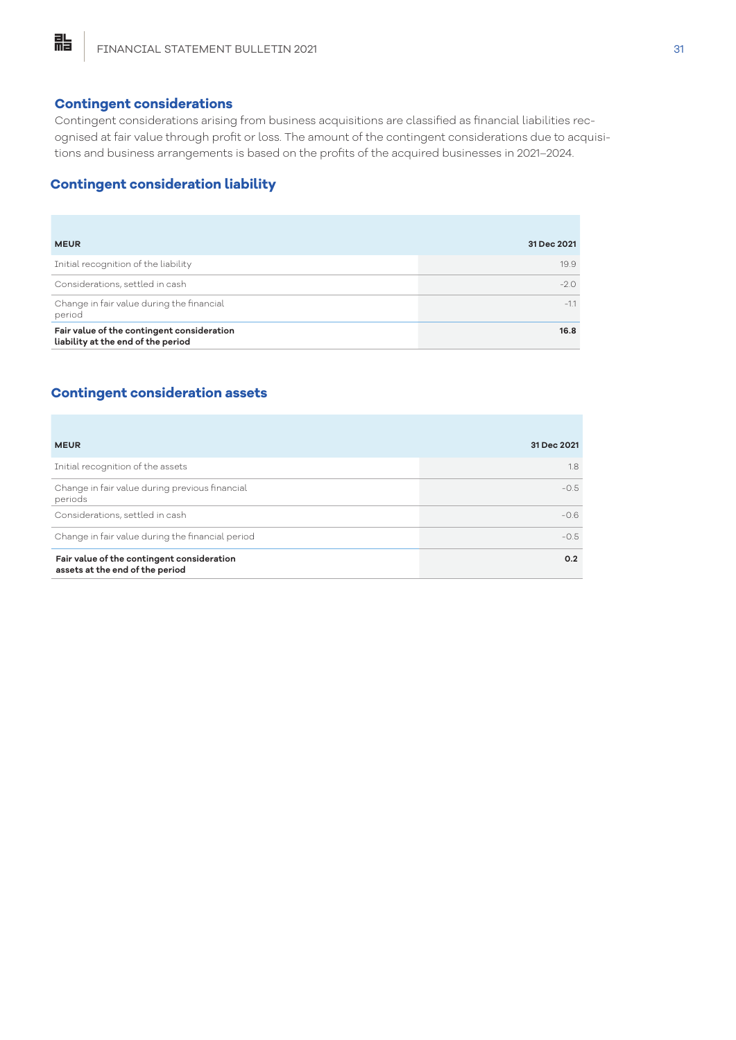## Contingent considerations

Contingent considerations arising from business acquisitions are classified as financial liabilities recognised at fair value through profit or loss. The amount of the contingent considerations due to acquisitions and business arrangements is based on the profits of the acquired businesses in 2021–2024.

## Contingent consideration liability

| MEUR | 31 Dec 2021 |
|---|---|
| Initial recognition of the liability | 19.9 |
| Considerations, settled in cash | -2.0 |
| Change in fair value during the financial period | -1.1 |
| **Fair value of the contingent consideration liability at the end of the period** | **16.8** |

## Contingent consideration assets

| MEUR | 31 Dec 2021 |
|---|---|
| Initial recognition of the assets | 1.8 |
| Change in fair value during previous financial periods | -0.5 |
| Considerations, settled in cash | -0.6 |
| Change in fair value during the financial period | -0.5 |
| **Fair value of the contingent consideration assets at the end of the period** | **0.2** |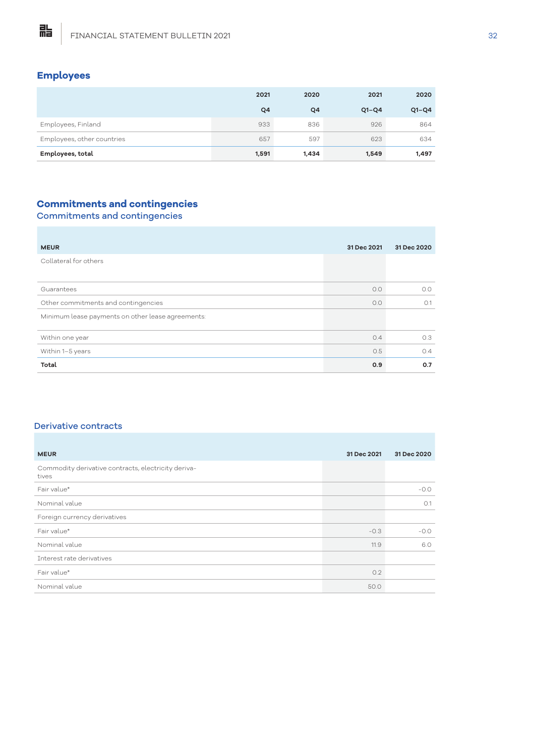## Employees

| | 2021 Q4 | 2020 Q4 | 2021 Q1–Q4 | 2020 Q1–Q4 |
|---|---|---|---|---|
| Employees, Finland | 933 | 836 | 926 | 864 |
| Employees, other countries | 657 | 597 | 623 | 634 |
| **Employees, total** | **1,591** | **1,434** | **1,549** | **1,497** |

## Commitments and contingencies

### Commitments and contingencies

| MEUR | 31 Dec 2021 | 31 Dec 2020 |
|---|---|---|
| Collateral for others | | |
| Guarantees | 0.0 | 0.0 |
| Other commitments and contingencies | 0.0 | 0.1 |
| Minimum lease payments on other lease agreements: | | |
| Within one year | 0.4 | 0.3 |
| Within 1–5 years | 0.5 | 0.4 |
| **Total** | **0.9** | **0.7** |

### Derivative contracts

| MEUR | 31 Dec 2021 | 31 Dec 2020 |
|---|---|---|
| Commodity derivative contracts, electricity derivatives | | |
| Fair value* | | -0.0 |
| Nominal value | | 0.1 |
| Foreign currency derivatives | | |
| Fair value* | -0.3 | -0.0 |
| Nominal value | 11.9 | 6.0 |
| Interest rate derivatives | | |
| Fair value* | 0.2 | |
| Nominal value | 50.0 | |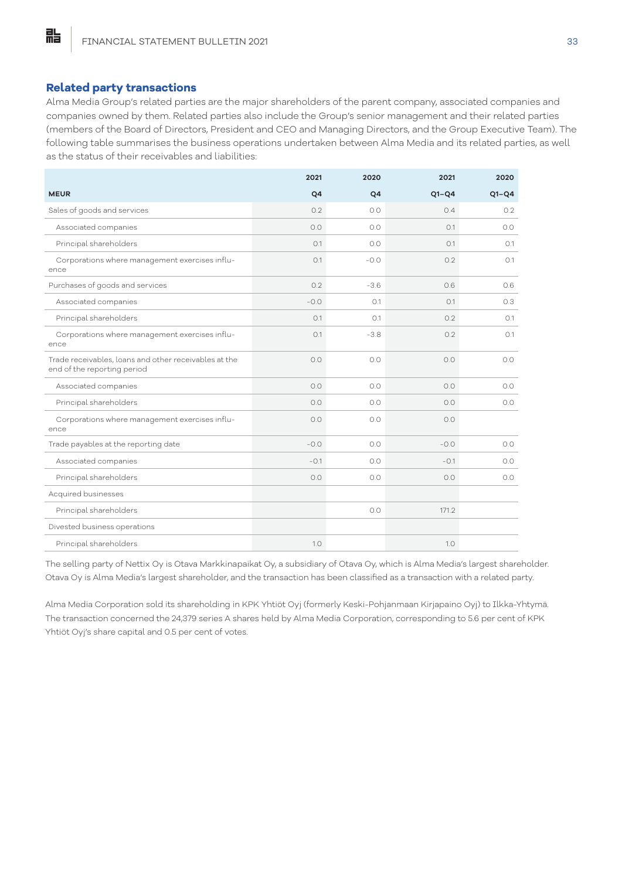## Related party transactions

Alma Media Group's related parties are the major shareholders of the parent company, associated companies and companies owned by them. Related parties also include the Group's senior management and their related parties (members of the Board of Directors, President and CEO and Managing Directors, and the Group Executive Team). The following table summarises the business operations undertaken between Alma Media and its related parties, as well as the status of their receivables and liabilities:

| | 2021 | 2020 | 2021 | 2020 |
|---|---|---|---|---|
| **MEUR** | **Q4** | **Q4** | **Q1–Q4** | **Q1–Q4** |
| Sales of goods and services | 0.2 | 0.0 | 0.4 | 0.2 |
| Associated companies | 0.0 | 0.0 | 0.1 | 0.0 |
| Principal shareholders | 0.1 | 0.0 | 0.1 | 0.1 |
| Corporations where management exercises influence | 0.1 | -0.0 | 0.2 | 0.1 |
| Purchases of goods and services | 0.2 | -3.6 | 0.6 | 0.6 |
| Associated companies | -0.0 | 0.1 | 0.1 | 0.3 |
| Principal shareholders | 0.1 | 0.1 | 0.2 | 0.1 |
| Corporations where management exercises influence | 0.1 | -3.8 | 0.2 | 0.1 |
| Trade receivables, loans and other receivables at the end of the reporting period | 0.0 | 0.0 | 0.0 | 0.0 |
| Associated companies | 0.0 | 0.0 | 0.0 | 0.0 |
| Principal shareholders | 0.0 | 0.0 | 0.0 | 0.0 |
| Corporations where management exercises influence | 0.0 | 0.0 | 0.0 | |
| Trade payables at the reporting date | -0.0 | 0.0 | -0.0 | 0.0 |
| Associated companies | -0.1 | 0.0 | -0.1 | 0.0 |
| Principal shareholders | 0.0 | 0.0 | 0.0 | 0.0 |
| Acquired businesses | | | | |
| Principal shareholders | | 0.0 | 171.2 | |
| Divested business operations | | | | |
| Principal shareholders | 1.0 | | 1.0 | |

The selling party of Nettix Oy is Otava Markkinapaikat Oy, a subsidiary of Otava Oy, which is Alma Media's largest shareholder. Otava Oy is Alma Media's largest shareholder, and the transaction has been classified as a transaction with a related party.

Alma Media Corporation sold its shareholding in KPK Yhtiöt Oyj (formerly Keski-Pohjanmaan Kirjapaino Oyj) to Ilkka-Yhtymä. The transaction concerned the 24,379 series A shares held by Alma Media Corporation, corresponding to 5.6 per cent of KPK Yhtiöt Oyj's share capital and 0.5 per cent of votes.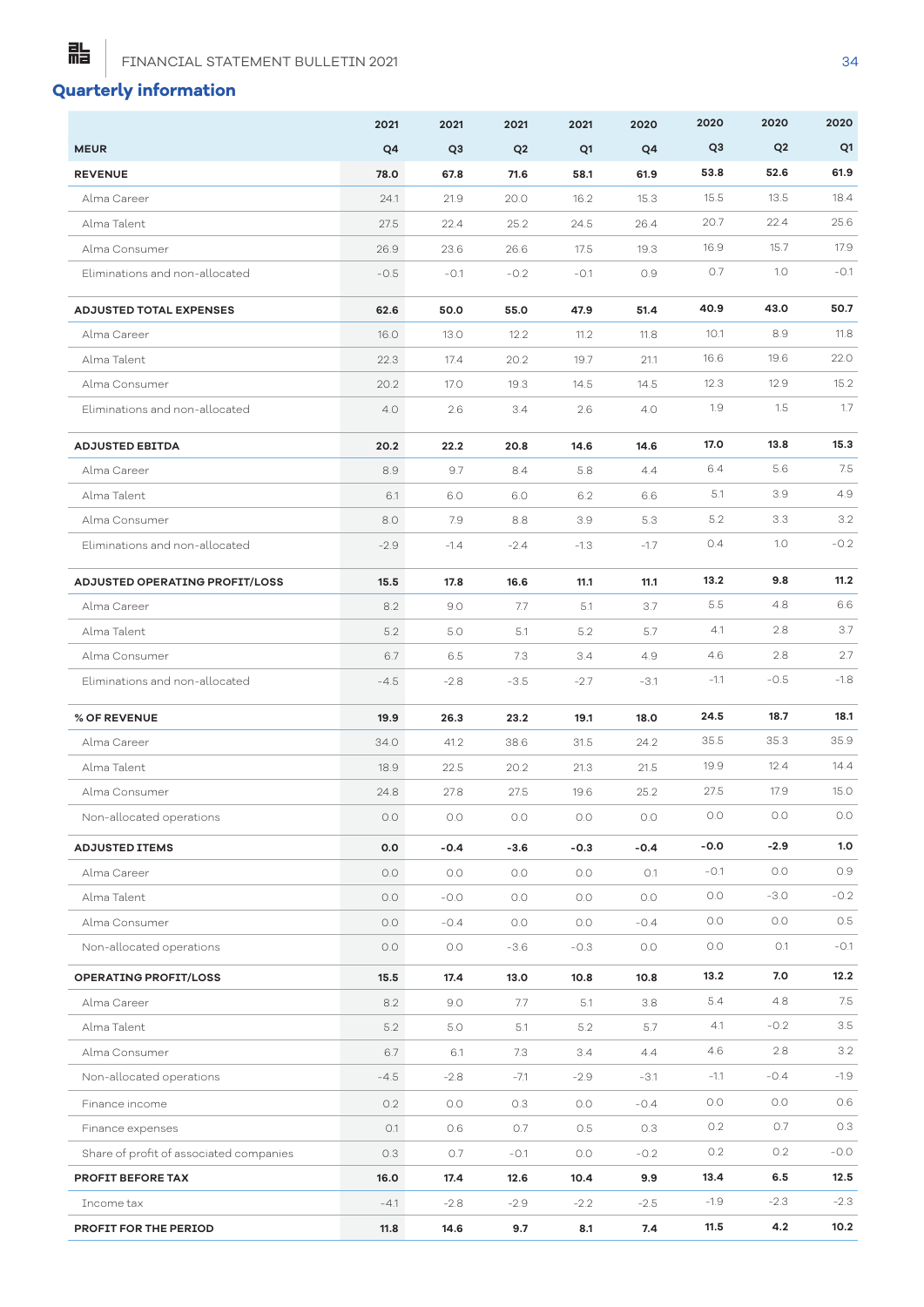## Quarterly information

| MEUR | 2021 Q4 | 2021 Q3 | 2021 Q2 | 2021 Q1 | 2020 Q4 | 2020 Q3 | 2020 Q2 | 2020 Q1 |
|---|---|---|---|---|---|---|---|---|
| **REVENUE** | **78.0** | **67.8** | **71.6** | **58.1** | **61.9** | **53.8** | **52.6** | **61.9** |
| Alma Career | 24.1 | 21.9 | 20.0 | 16.2 | 15.3 | 15.5 | 13.5 | 18.4 |
| Alma Talent | 27.5 | 22.4 | 25.2 | 24.5 | 26.4 | 20.7 | 22.4 | 25.6 |
| Alma Consumer | 26.9 | 23.6 | 26.6 | 17.5 | 19.3 | 16.9 | 15.7 | 17.9 |
| Eliminations and non-allocated | -0.5 | -0.1 | -0.2 | -0.1 | 0.9 | 0.7 | 1.0 | -0.1 |
| **ADJUSTED TOTAL EXPENSES** | **62.6** | **50.0** | **55.0** | **47.9** | **51.4** | **40.9** | **43.0** | **50.7** |
| Alma Career | 16.0 | 13.0 | 12.2 | 11.2 | 11.8 | 10.1 | 8.9 | 11.8 |
| Alma Talent | 22.3 | 17.4 | 20.2 | 19.7 | 21.1 | 16.6 | 19.6 | 22.0 |
| Alma Consumer | 20.2 | 17.0 | 19.3 | 14.5 | 14.5 | 12.3 | 12.9 | 15.2 |
| Eliminations and non-allocated | 4.0 | 2.6 | 3.4 | 2.6 | 4.0 | 1.9 | 1.5 | 1.7 |
| **ADJUSTED EBITDA** | **20.2** | **22.2** | **20.8** | **14.6** | **14.6** | **17.0** | **13.8** | **15.3** |
| Alma Career | 8.9 | 9.7 | 8.4 | 5.8 | 4.4 | 6.4 | 5.6 | 7.5 |
| Alma Talent | 6.1 | 6.0 | 6.0 | 6.2 | 6.6 | 5.1 | 3.9 | 4.9 |
| Alma Consumer | 8.0 | 7.9 | 8.8 | 3.9 | 5.3 | 5.2 | 3.3 | 3.2 |
| Eliminations and non-allocated | -2.9 | -1.4 | -2.4 | -1.3 | -1.7 | 0.4 | 1.0 | -0.2 |
| **ADJUSTED OPERATING PROFIT/LOSS** | **15.5** | **17.8** | **16.6** | **11.1** | **11.1** | **13.2** | **9.8** | **11.2** |
| Alma Career | 8.2 | 9.0 | 7.7 | 5.1 | 3.7 | 5.5 | 4.8 | 6.6 |
| Alma Talent | 5.2 | 5.0 | 5.1 | 5.2 | 5.7 | 4.1 | 2.8 | 3.7 |
| Alma Consumer | 6.7 | 6.5 | 7.3 | 3.4 | 4.9 | 4.6 | 2.8 | 2.7 |
| Eliminations and non-allocated | -4.5 | -2.8 | -3.5 | -2.7 | -3.1 | -1.1 | -0.5 | -1.8 |
| **% OF REVENUE** | **19.9** | **26.3** | **23.2** | **19.1** | **18.0** | **24.5** | **18.7** | **18.1** |
| Alma Career | 34.0 | 41.2 | 38.6 | 31.5 | 24.2 | 35.5 | 35.3 | 35.9 |
| Alma Talent | 18.9 | 22.5 | 20.2 | 21.3 | 21.5 | 19.9 | 12.4 | 14.4 |
| Alma Consumer | 24.8 | 27.8 | 27.5 | 19.6 | 25.2 | 27.5 | 17.9 | 15.0 |
| Non-allocated operations | 0.0 | 0.0 | 0.0 | 0.0 | 0.0 | 0.0 | 0.0 | 0.0 |
| **ADJUSTED ITEMS** | **0.0** | **-0.4** | **-3.6** | **-0.3** | **-0.4** | **-0.0** | **-2.9** | **1.0** |
| Alma Career | 0.0 | 0.0 | 0.0 | 0.0 | 0.1 | -0.1 | 0.0 | 0.9 |
| Alma Talent | 0.0 | -0.0 | 0.0 | 0.0 | 0.0 | 0.0 | -3.0 | -0.2 |
| Alma Consumer | 0.0 | -0.4 | 0.0 | 0.0 | -0.4 | 0.0 | 0.0 | 0.5 |
| Non-allocated operations | 0.0 | 0.0 | -3.6 | -0.3 | 0.0 | 0.0 | 0.1 | -0.1 |
| **OPERATING PROFIT/LOSS** | **15.5** | **17.4** | **13.0** | **10.8** | **10.8** | **13.2** | **7.0** | **12.2** |
| Alma Career | 8.2 | 9.0 | 7.7 | 5.1 | 3.8 | 5.4 | 4.8 | 7.5 |
| Alma Talent | 5.2 | 5.0 | 5.1 | 5.2 | 5.7 | 4.1 | -0.2 | 3.5 |
| Alma Consumer | 6.7 | 6.1 | 7.3 | 3.4 | 4.4 | 4.6 | 2.8 | 3.2 |
| Non-allocated operations | -4.5 | -2.8 | -7.1 | -2.9 | -3.1 | -1.1 | -0.4 | -1.9 |
| Finance income | 0.2 | 0.0 | 0.3 | 0.0 | -0.4 | 0.0 | 0.0 | 0.6 |
| Finance expenses | 0.1 | 0.6 | 0.7 | 0.5 | 0.3 | 0.2 | 0.7 | 0.3 |
| Share of profit of associated companies | 0.3 | 0.7 | -0.1 | 0.0 | -0.2 | 0.2 | 0.2 | -0.0 |
| **PROFIT BEFORE TAX** | **16.0** | **17.4** | **12.6** | **10.4** | **9.9** | **13.4** | **6.5** | **12.5** |
| Income tax | -4.1 | -2.8 | -2.9 | -2.2 | -2.5 | -1.9 | -2.3 | -2.3 |
| **PROFIT FOR THE PERIOD** | **11.8** | **14.6** | **9.7** | **8.1** | **7.4** | **11.5** | **4.2** | **10.2** |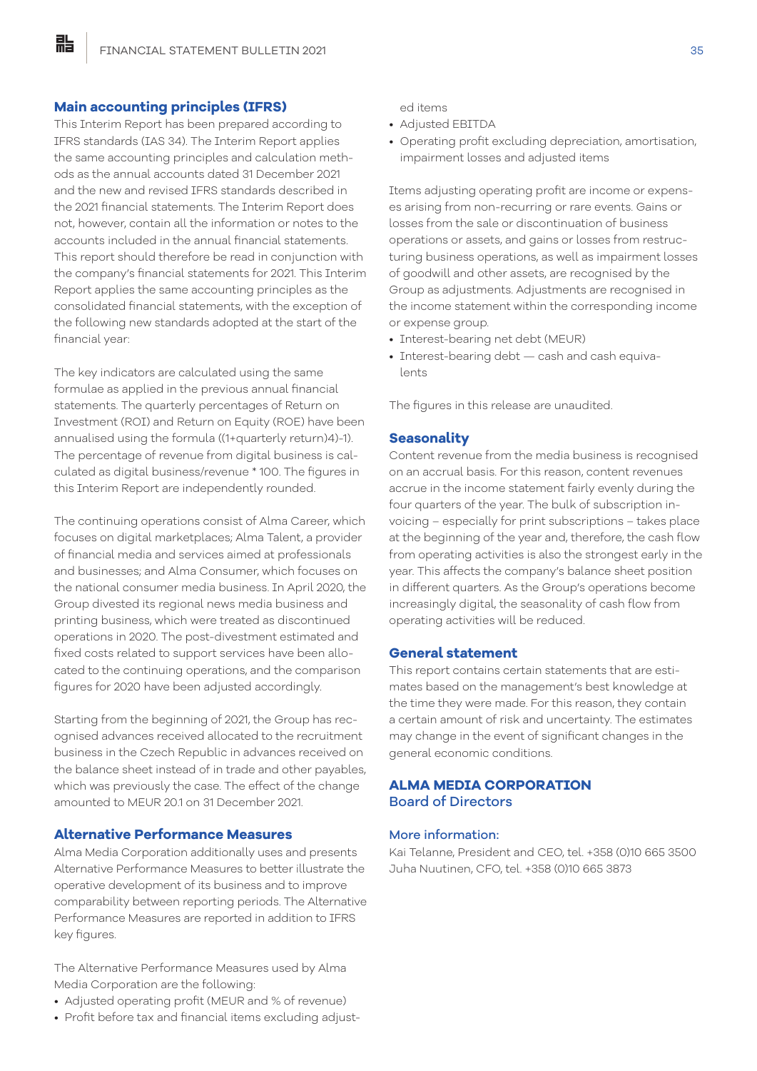## Main accounting principles (IFRS)

This Interim Report has been prepared according to IFRS standards (IAS 34). The Interim Report applies the same accounting principles and calculation methods as the annual accounts dated 31 December 2021 and the new and revised IFRS standards described in the 2021 financial statements. The Interim Report does not, however, contain all the information or notes to the accounts included in the annual financial statements. This report should therefore be read in conjunction with the company's financial statements for 2021. This Interim Report applies the same accounting principles as the consolidated financial statements, with the exception of the following new standards adopted at the start of the financial year:

The key indicators are calculated using the same formulae as applied in the previous annual financial statements. The quarterly percentages of Return on Investment (ROI) and Return on Equity (ROE) have been annualised using the formula ((1+quarterly return)4)-1). The percentage of revenue from digital business is calculated as digital business/revenue * 100. The figures in this Interim Report are independently rounded.

The continuing operations consist of Alma Career, which focuses on digital marketplaces; Alma Talent, a provider of financial media and services aimed at professionals and businesses; and Alma Consumer, which focuses on the national consumer media business. In April 2020, the Group divested its regional news media business and printing business, which were treated as discontinued operations in 2020. The post-divestment estimated and fixed costs related to support services have been allocated to the continuing operations, and the comparison figures for 2020 have been adjusted accordingly.

Starting from the beginning of 2021, the Group has recognised advances received allocated to the recruitment business in the Czech Republic in advances received on the balance sheet instead of in trade and other payables, which was previously the case. The effect of the change amounted to MEUR 20.1 on 31 December 2021.

## Alternative Performance Measures

Alma Media Corporation additionally uses and presents Alternative Performance Measures to better illustrate the operative development of its business and to improve comparability between reporting periods. The Alternative Performance Measures are reported in addition to IFRS key figures.

The Alternative Performance Measures used by Alma Media Corporation are the following:

- Adjusted operating profit (MEUR and % of revenue)
- Profit before tax and financial items excluding adjusted items
- Adjusted EBITDA
- Operating profit excluding depreciation, amortisation, impairment losses and adjusted items

Items adjusting operating profit are income or expenses arising from non-recurring or rare events. Gains or losses from the sale or discontinuation of business operations or assets, and gains or losses from restructuring business operations, as well as impairment losses of goodwill and other assets, are recognised by the Group as adjustments. Adjustments are recognised in the income statement within the corresponding income or expense group.

- Interest-bearing net debt (MEUR)
- Interest-bearing debt — cash and cash equivalents

The figures in this release are unaudited.

## Seasonality

Content revenue from the media business is recognised on an accrual basis. For this reason, content revenues accrue in the income statement fairly evenly during the four quarters of the year. The bulk of subscription invoicing – especially for print subscriptions – takes place at the beginning of the year and, therefore, the cash flow from operating activities is also the strongest early in the year. This affects the company's balance sheet position in different quarters. As the Group's operations become increasingly digital, the seasonality of cash flow from operating activities will be reduced.

## General statement

This report contains certain statements that are estimates based on the management's best knowledge at the time they were made. For this reason, they contain a certain amount of risk and uncertainty. The estimates may change in the event of significant changes in the general economic conditions.

**ALMA MEDIA CORPORATION**
Board of Directors

### More information:

Kai Telanne, President and CEO, tel. +358 (0)10 665 3500
Juha Nuutinen, CFO, tel. +358 (0)10 665 3873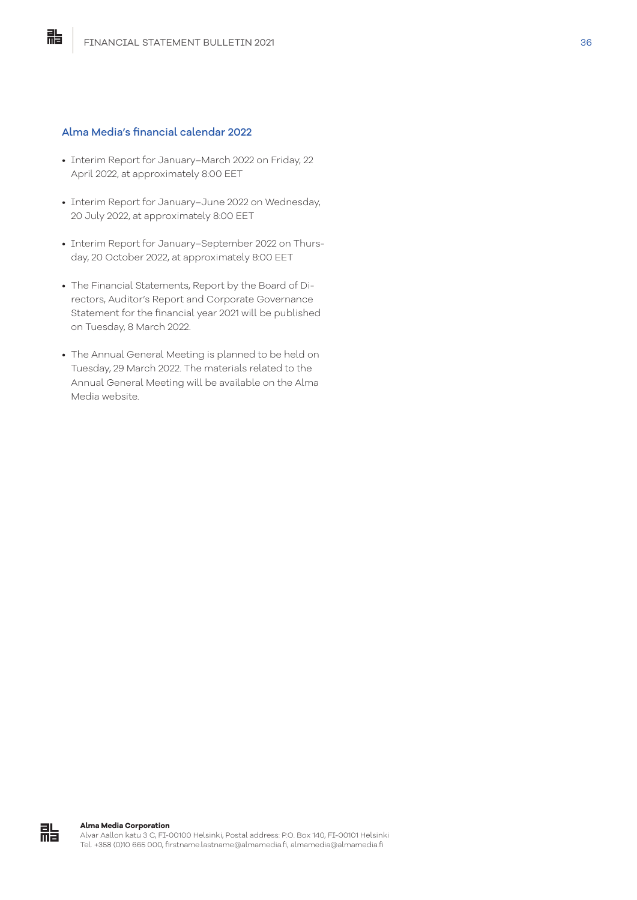## Alma Media's financial calendar 2022

- Interim Report for January–March 2022 on Friday, 22 April 2022, at approximately 8:00 EET
- Interim Report for January–June 2022 on Wednesday, 20 July 2022, at approximately 8:00 EET
- Interim Report for January–September 2022 on Thursday, 20 October 2022, at approximately 8:00 EET
- The Financial Statements, Report by the Board of Directors, Auditor's Report and Corporate Governance Statement for the financial year 2021 will be published on Tuesday, 8 March 2022.
- The Annual General Meeting is planned to be held on Tuesday, 29 March 2022. The materials related to the Annual General Meeting will be available on the Alma Media website.

**Alma Media Corporation**
Alvar Aallon katu 3 C, FI-00100 Helsinki, Postal address: P.O. Box 140, FI-00101 Helsinki
Tel. +358 (0)10 665 000, firstname.lastname@almamedia.fi, almamedia@almamedia.fi